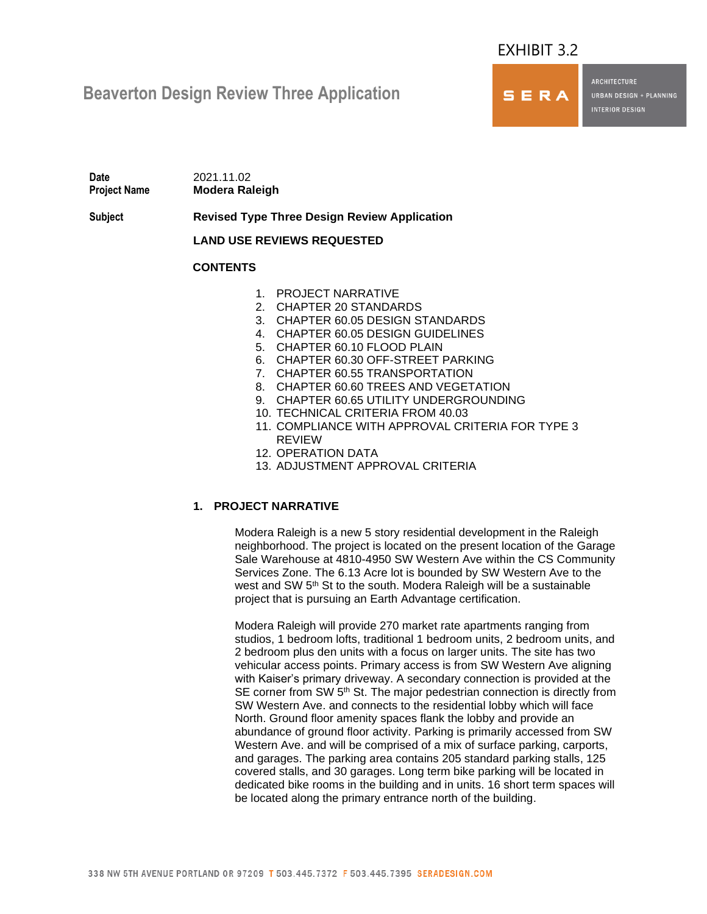EXHIBIT 3.2

# Beaverton Design Review Three Application

SERA
ARCHITECTURE
URBAN DESIGN + PLANNING
INTERIOR DESIGN

**Date** 2021.11.02
**Project Name** **Modera Raleigh**

**Subject** **Revised Type Three Design Review Application**

**LAND USE REVIEWS REQUESTED**

**CONTENTS**

1. PROJECT NARRATIVE
2. CHAPTER 20 STANDARDS
3. CHAPTER 60.05 DESIGN STANDARDS
4. CHAPTER 60.05 DESIGN GUIDELINES
5. CHAPTER 60.10 FLOOD PLAIN
6. CHAPTER 60.30 OFF-STREET PARKING
7. CHAPTER 60.55 TRANSPORTATION
8. CHAPTER 60.60 TREES AND VEGETATION
9. CHAPTER 60.65 UTILITY UNDERGROUNDING
10. TECHNICAL CRITERIA FROM 40.03
11. COMPLIANCE WITH APPROVAL CRITERIA FOR TYPE 3 REVIEW
12. OPERATION DATA
13. ADJUSTMENT APPROVAL CRITERIA

## 1. PROJECT NARRATIVE

Modera Raleigh is a new 5 story residential development in the Raleigh neighborhood. The project is located on the present location of the Garage Sale Warehouse at 4810-4950 SW Western Ave within the CS Community Services Zone. The 6.13 Acre lot is bounded by SW Western Ave to the west and SW 5th St to the south. Modera Raleigh will be a sustainable project that is pursuing an Earth Advantage certification.

Modera Raleigh will provide 270 market rate apartments ranging from studios, 1 bedroom lofts, traditional 1 bedroom units, 2 bedroom units, and 2 bedroom plus den units with a focus on larger units. The site has two vehicular access points. Primary access is from SW Western Ave aligning with Kaiser's primary driveway. A secondary connection is provided at the SE corner from SW 5th St. The major pedestrian connection is directly from SW Western Ave. and connects to the residential lobby which will face North. Ground floor amenity spaces flank the lobby and provide an abundance of ground floor activity. Parking is primarily accessed from SW Western Ave. and will be comprised of a mix of surface parking, carports, and garages. The parking area contains 205 standard parking stalls, 125 covered stalls, and 30 garages. Long term bike parking will be located in dedicated bike rooms in the building and in units. 16 short term spaces will be located along the primary entrance north of the building.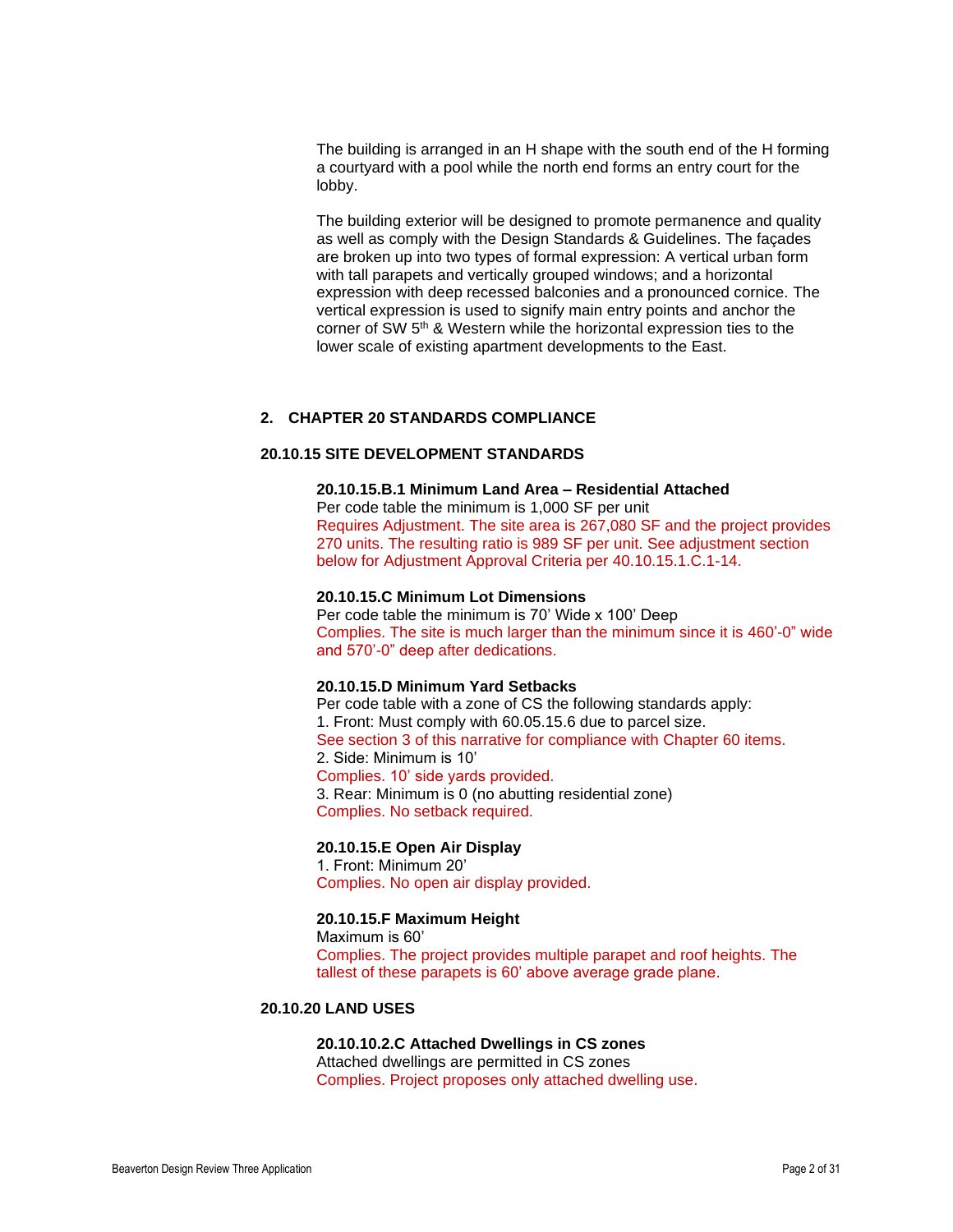The building is arranged in an H shape with the south end of the H forming a courtyard with a pool while the north end forms an entry court for the lobby.

The building exterior will be designed to promote permanence and quality as well as comply with the Design Standards & Guidelines. The façades are broken up into two types of formal expression: A vertical urban form with tall parapets and vertically grouped windows; and a horizontal expression with deep recessed balconies and a pronounced cornice. The vertical expression is used to signify main entry points and anchor the corner of SW 5th & Western while the horizontal expression ties to the lower scale of existing apartment developments to the East.

## 2. CHAPTER 20 STANDARDS COMPLIANCE

### 20.10.15 SITE DEVELOPMENT STANDARDS

**20.10.15.B.1 Minimum Land Area – Residential Attached**
Per code table the minimum is 1,000 SF per unit
Requires Adjustment. The site area is 267,080 SF and the project provides 270 units. The resulting ratio is 989 SF per unit. See adjustment section below for Adjustment Approval Criteria per 40.10.15.1.C.1-14.

**20.10.15.C Minimum Lot Dimensions**
Per code table the minimum is 70' Wide x 100' Deep
Complies. The site is much larger than the minimum since it is 460'-0" wide and 570'-0" deep after dedications.

**20.10.15.D Minimum Yard Setbacks**
Per code table with a zone of CS the following standards apply:
1. Front: Must comply with 60.05.15.6 due to parcel size.
See section 3 of this narrative for compliance with Chapter 60 items.
2. Side: Minimum is 10'
Complies. 10' side yards provided.
3. Rear: Minimum is 0 (no abutting residential zone)
Complies. No setback required.

**20.10.15.E Open Air Display**
1. Front: Minimum 20'
Complies. No open air display provided.

**20.10.15.F Maximum Height**
Maximum is 60'
Complies. The project provides multiple parapet and roof heights. The tallest of these parapets is 60' above average grade plane.

### 20.10.20 LAND USES

**20.10.10.2.C Attached Dwellings in CS zones**
Attached dwellings are permitted in CS zones
Complies. Project proposes only attached dwelling use.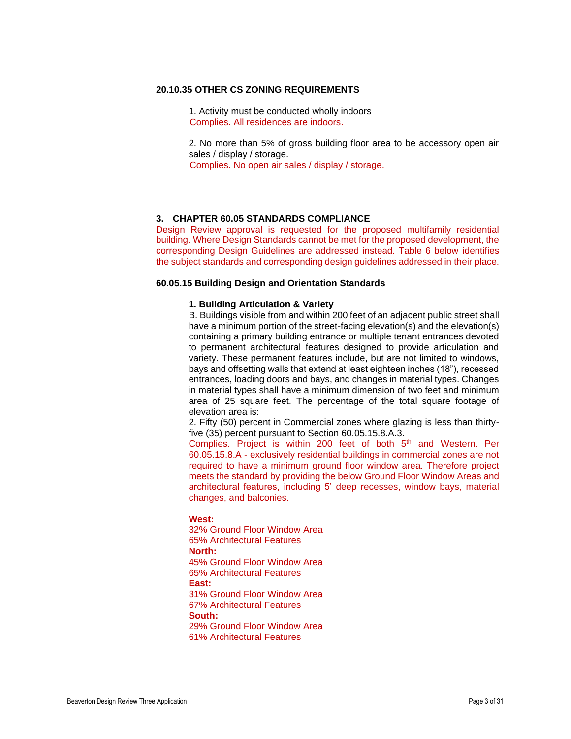### 20.10.35 OTHER CS ZONING REQUIREMENTS

1. Activity must be conducted wholly indoors
Complies. All residences are indoors.

2. No more than 5% of gross building floor area to be accessory open air sales / display / storage.
Complies. No open air sales / display / storage.

## 3. CHAPTER 60.05 STANDARDS COMPLIANCE

Design Review approval is requested for the proposed multifamily residential building. Where Design Standards cannot be met for the proposed development, the corresponding Design Guidelines are addressed instead. Table 6 below identifies the subject standards and corresponding design guidelines addressed in their place.

### 60.05.15 Building Design and Orientation Standards

**1. Building Articulation & Variety**

B. Buildings visible from and within 200 feet of an adjacent public street shall have a minimum portion of the street-facing elevation(s) and the elevation(s) containing a primary building entrance or multiple tenant entrances devoted to permanent architectural features designed to provide articulation and variety. These permanent features include, but are not limited to windows, bays and offsetting walls that extend at least eighteen inches (18"), recessed entrances, loading doors and bays, and changes in material types. Changes in material types shall have a minimum dimension of two feet and minimum area of 25 square feet. The percentage of the total square footage of elevation area is:

2. Fifty (50) percent in Commercial zones where glazing is less than thirty-five (35) percent pursuant to Section 60.05.15.8.A.3.

Complies. Project is within 200 feet of both 5th and Western. Per 60.05.15.8.A - exclusively residential buildings in commercial zones are not required to have a minimum ground floor window area. Therefore project meets the standard by providing the below Ground Floor Window Areas and architectural features, including 5' deep recesses, window bays, material changes, and balconies.

**West:**
32% Ground Floor Window Area
65% Architectural Features

**North:**
45% Ground Floor Window Area
65% Architectural Features

**East:**
31% Ground Floor Window Area
67% Architectural Features

**South:**
29% Ground Floor Window Area
61% Architectural Features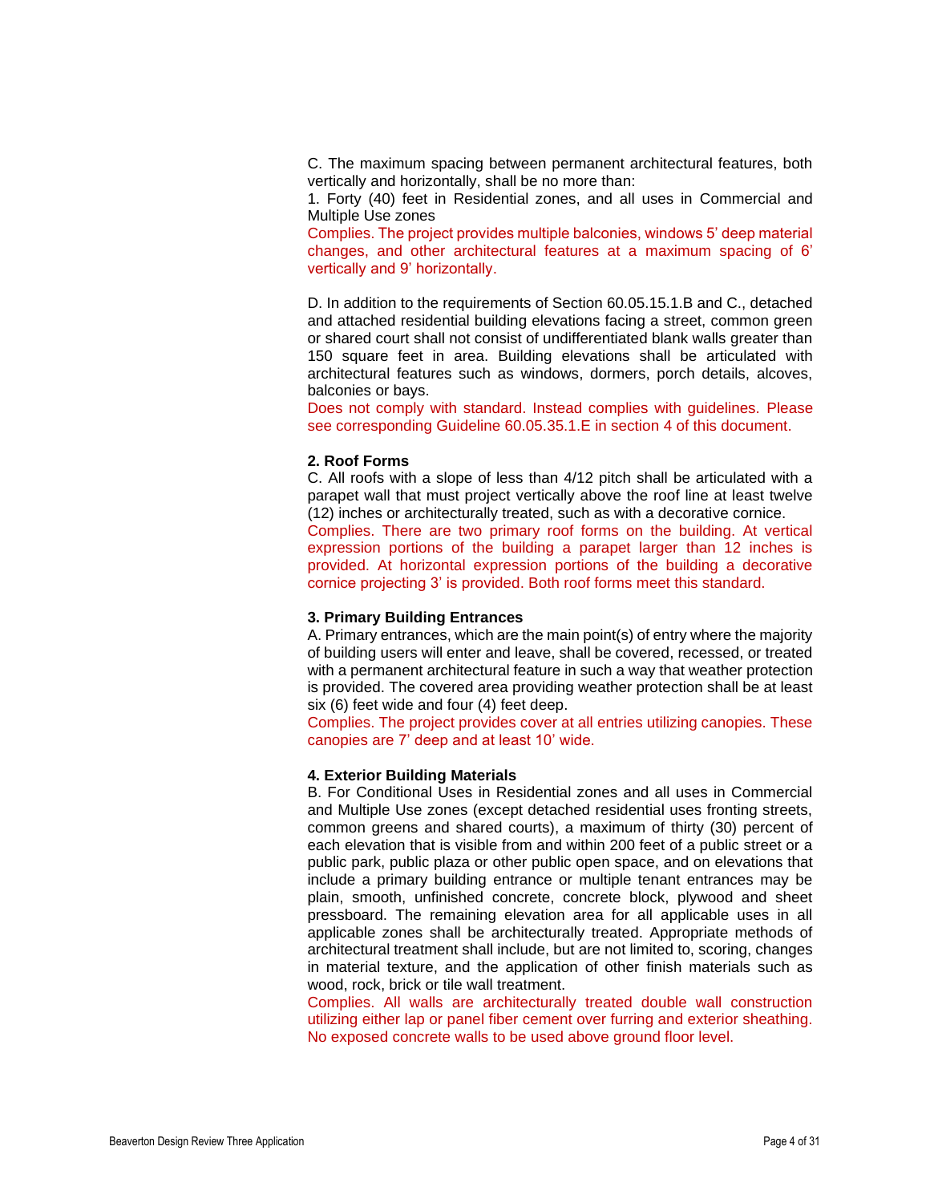C. The maximum spacing between permanent architectural features, both vertically and horizontally, shall be no more than:

1. Forty (40) feet in Residential zones, and all uses in Commercial and Multiple Use zones

Complies. The project provides multiple balconies, windows 5' deep material changes, and other architectural features at a maximum spacing of 6' vertically and 9' horizontally.

D. In addition to the requirements of Section 60.05.15.1.B and C., detached and attached residential building elevations facing a street, common green or shared court shall not consist of undifferentiated blank walls greater than 150 square feet in area. Building elevations shall be articulated with architectural features such as windows, dormers, porch details, alcoves, balconies or bays.

Does not comply with standard. Instead complies with guidelines. Please see corresponding Guideline 60.05.35.1.E in section 4 of this document.

**2. Roof Forms**

C. All roofs with a slope of less than 4/12 pitch shall be articulated with a parapet wall that must project vertically above the roof line at least twelve (12) inches or architecturally treated, such as with a decorative cornice.

Complies. There are two primary roof forms on the building. At vertical expression portions of the building a parapet larger than 12 inches is provided. At horizontal expression portions of the building a decorative cornice projecting 3' is provided. Both roof forms meet this standard.

**3. Primary Building Entrances**

A. Primary entrances, which are the main point(s) of entry where the majority of building users will enter and leave, shall be covered, recessed, or treated with a permanent architectural feature in such a way that weather protection is provided. The covered area providing weather protection shall be at least six (6) feet wide and four (4) feet deep.

Complies. The project provides cover at all entries utilizing canopies. These canopies are 7' deep and at least 10' wide.

**4. Exterior Building Materials**

B. For Conditional Uses in Residential zones and all uses in Commercial and Multiple Use zones (except detached residential uses fronting streets, common greens and shared courts), a maximum of thirty (30) percent of each elevation that is visible from and within 200 feet of a public street or a public park, public plaza or other public open space, and on elevations that include a primary building entrance or multiple tenant entrances may be plain, smooth, unfinished concrete, concrete block, plywood and sheet pressboard. The remaining elevation area for all applicable uses in all applicable zones shall be architecturally treated. Appropriate methods of architectural treatment shall include, but are not limited to, scoring, changes in material texture, and the application of other finish materials such as wood, rock, brick or tile wall treatment.

Complies. All walls are architecturally treated double wall construction utilizing either lap or panel fiber cement over furring and exterior sheathing. No exposed concrete walls to be used above ground floor level.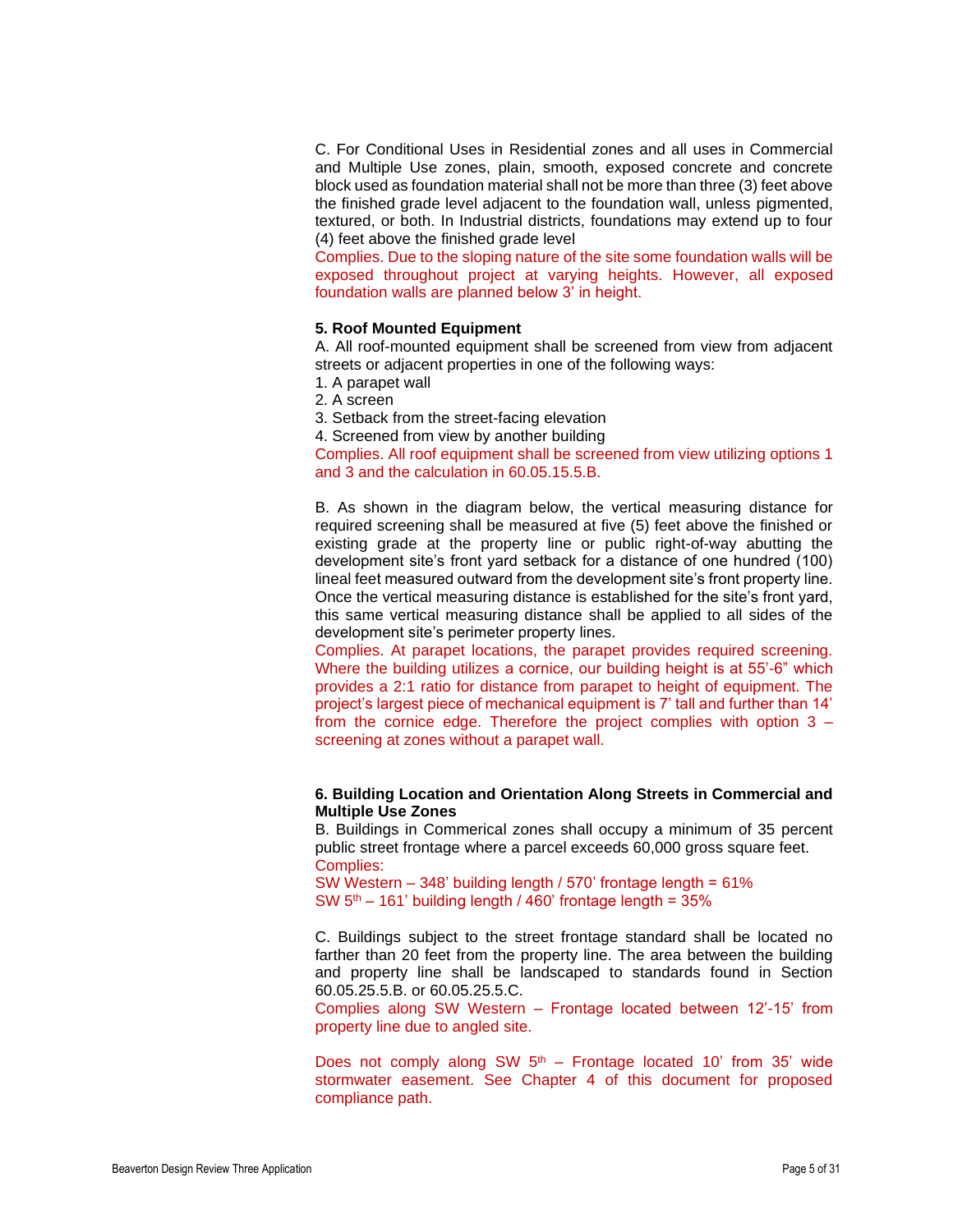C. For Conditional Uses in Residential zones and all uses in Commercial and Multiple Use zones, plain, smooth, exposed concrete and concrete block used as foundation material shall not be more than three (3) feet above the finished grade level adjacent to the foundation wall, unless pigmented, textured, or both. In Industrial districts, foundations may extend up to four (4) feet above the finished grade level

Complies. Due to the sloping nature of the site some foundation walls will be exposed throughout project at varying heights. However, all exposed foundation walls are planned below 3' in height.

**5. Roof Mounted Equipment**

A. All roof-mounted equipment shall be screened from view from adjacent streets or adjacent properties in one of the following ways:

1. A parapet wall
2. A screen
3. Setback from the street-facing elevation
4. Screened from view by another building

Complies. All roof equipment shall be screened from view utilizing options 1 and 3 and the calculation in 60.05.15.5.B.

B. As shown in the diagram below, the vertical measuring distance for required screening shall be measured at five (5) feet above the finished or existing grade at the property line or public right-of-way abutting the development site's front yard setback for a distance of one hundred (100) lineal feet measured outward from the development site's front property line. Once the vertical measuring distance is established for the site's front yard, this same vertical measuring distance shall be applied to all sides of the development site's perimeter property lines.

Complies. At parapet locations, the parapet provides required screening. Where the building utilizes a cornice, our building height is at 55'-6" which provides a 2:1 ratio for distance from parapet to height of equipment. The project's largest piece of mechanical equipment is 7' tall and further than 14' from the cornice edge. Therefore the project complies with option 3 – screening at zones without a parapet wall.

**6. Building Location and Orientation Along Streets in Commercial and Multiple Use Zones**

B. Buildings in Commerical zones shall occupy a minimum of 35 percent public street frontage where a parcel exceeds 60,000 gross square feet.

Complies:

SW Western – 348' building length / 570' frontage length = 61%

SW 5th – 161' building length / 460' frontage length = 35%

C. Buildings subject to the street frontage standard shall be located no farther than 20 feet from the property line. The area between the building and property line shall be landscaped to standards found in Section 60.05.25.5.B. or 60.05.25.5.C.

Complies along SW Western – Frontage located between 12'-15' from property line due to angled site.

Does not comply along SW 5th – Frontage located 10' from 35' wide stormwater easement. See Chapter 4 of this document for proposed compliance path.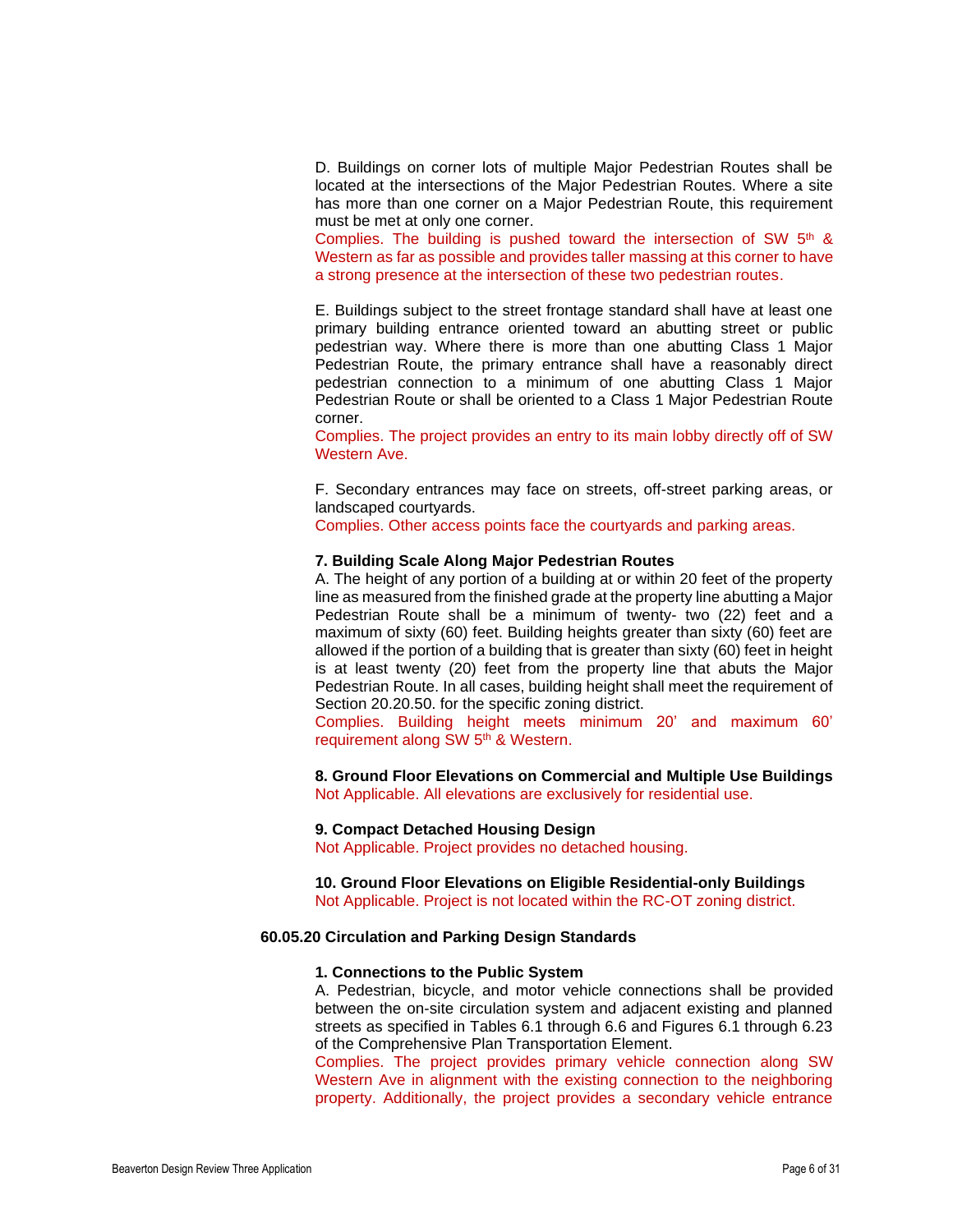D. Buildings on corner lots of multiple Major Pedestrian Routes shall be located at the intersections of the Major Pedestrian Routes. Where a site has more than one corner on a Major Pedestrian Route, this requirement must be met at only one corner.
Complies. The building is pushed toward the intersection of SW 5th & Western as far as possible and provides taller massing at this corner to have a strong presence at the intersection of these two pedestrian routes.

E. Buildings subject to the street frontage standard shall have at least one primary building entrance oriented toward an abutting street or public pedestrian way. Where there is more than one abutting Class 1 Major Pedestrian Route, the primary entrance shall have a reasonably direct pedestrian connection to a minimum of one abutting Class 1 Major Pedestrian Route or shall be oriented to a Class 1 Major Pedestrian Route corner.
Complies. The project provides an entry to its main lobby directly off of SW Western Ave.

F. Secondary entrances may face on streets, off-street parking areas, or landscaped courtyards.
Complies. Other access points face the courtyards and parking areas.

**7. Building Scale Along Major Pedestrian Routes**

A. The height of any portion of a building at or within 20 feet of the property line as measured from the finished grade at the property line abutting a Major Pedestrian Route shall be a minimum of twenty- two (22) feet and a maximum of sixty (60) feet. Building heights greater than sixty (60) feet are allowed if the portion of a building that is greater than sixty (60) feet in height is at least twenty (20) feet from the property line that abuts the Major Pedestrian Route. In all cases, building height shall meet the requirement of Section 20.20.50. for the specific zoning district.
Complies. Building height meets minimum 20' and maximum 60' requirement along SW 5th & Western.

**8. Ground Floor Elevations on Commercial and Multiple Use Buildings**

Not Applicable. All elevations are exclusively for residential use.

**9. Compact Detached Housing Design**

Not Applicable. Project provides no detached housing.

**10. Ground Floor Elevations on Eligible Residential-only Buildings**

Not Applicable. Project is not located within the RC-OT zoning district.

## 60.05.20 Circulation and Parking Design Standards

**1. Connections to the Public System**

A. Pedestrian, bicycle, and motor vehicle connections shall be provided between the on-site circulation system and adjacent existing and planned streets as specified in Tables 6.1 through 6.6 and Figures 6.1 through 6.23 of the Comprehensive Plan Transportation Element.
Complies. The project provides primary vehicle connection along SW Western Ave in alignment with the existing connection to the neighboring property. Additionally, the project provides a secondary vehicle entrance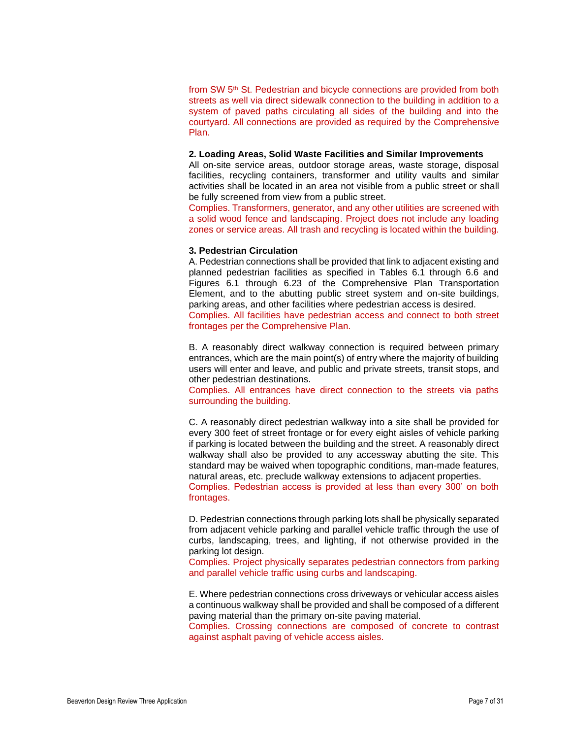from SW 5th St. Pedestrian and bicycle connections are provided from both streets as well via direct sidewalk connection to the building in addition to a system of paved paths circulating all sides of the building and into the courtyard. All connections are provided as required by the Comprehensive Plan.

**2. Loading Areas, Solid Waste Facilities and Similar Improvements**

All on-site service areas, outdoor storage areas, waste storage, disposal facilities, recycling containers, transformer and utility vaults and similar activities shall be located in an area not visible from a public street or shall be fully screened from view from a public street.

Complies. Transformers, generator, and any other utilities are screened with a solid wood fence and landscaping. Project does not include any loading zones or service areas. All trash and recycling is located within the building.

**3. Pedestrian Circulation**

A. Pedestrian connections shall be provided that link to adjacent existing and planned pedestrian facilities as specified in Tables 6.1 through 6.6 and Figures 6.1 through 6.23 of the Comprehensive Plan Transportation Element, and to the abutting public street system and on-site buildings, parking areas, and other facilities where pedestrian access is desired.

Complies. All facilities have pedestrian access and connect to both street frontages per the Comprehensive Plan.

B. A reasonably direct walkway connection is required between primary entrances, which are the main point(s) of entry where the majority of building users will enter and leave, and public and private streets, transit stops, and other pedestrian destinations.

Complies. All entrances have direct connection to the streets via paths surrounding the building.

C. A reasonably direct pedestrian walkway into a site shall be provided for every 300 feet of street frontage or for every eight aisles of vehicle parking if parking is located between the building and the street. A reasonably direct walkway shall also be provided to any accessway abutting the site. This standard may be waived when topographic conditions, man-made features, natural areas, etc. preclude walkway extensions to adjacent properties.

Complies. Pedestrian access is provided at less than every 300' on both frontages.

D. Pedestrian connections through parking lots shall be physically separated from adjacent vehicle parking and parallel vehicle traffic through the use of curbs, landscaping, trees, and lighting, if not otherwise provided in the parking lot design.

Complies. Project physically separates pedestrian connectors from parking and parallel vehicle traffic using curbs and landscaping.

E. Where pedestrian connections cross driveways or vehicular access aisles a continuous walkway shall be provided and shall be composed of a different paving material than the primary on-site paving material.

Complies. Crossing connections are composed of concrete to contrast against asphalt paving of vehicle access aisles.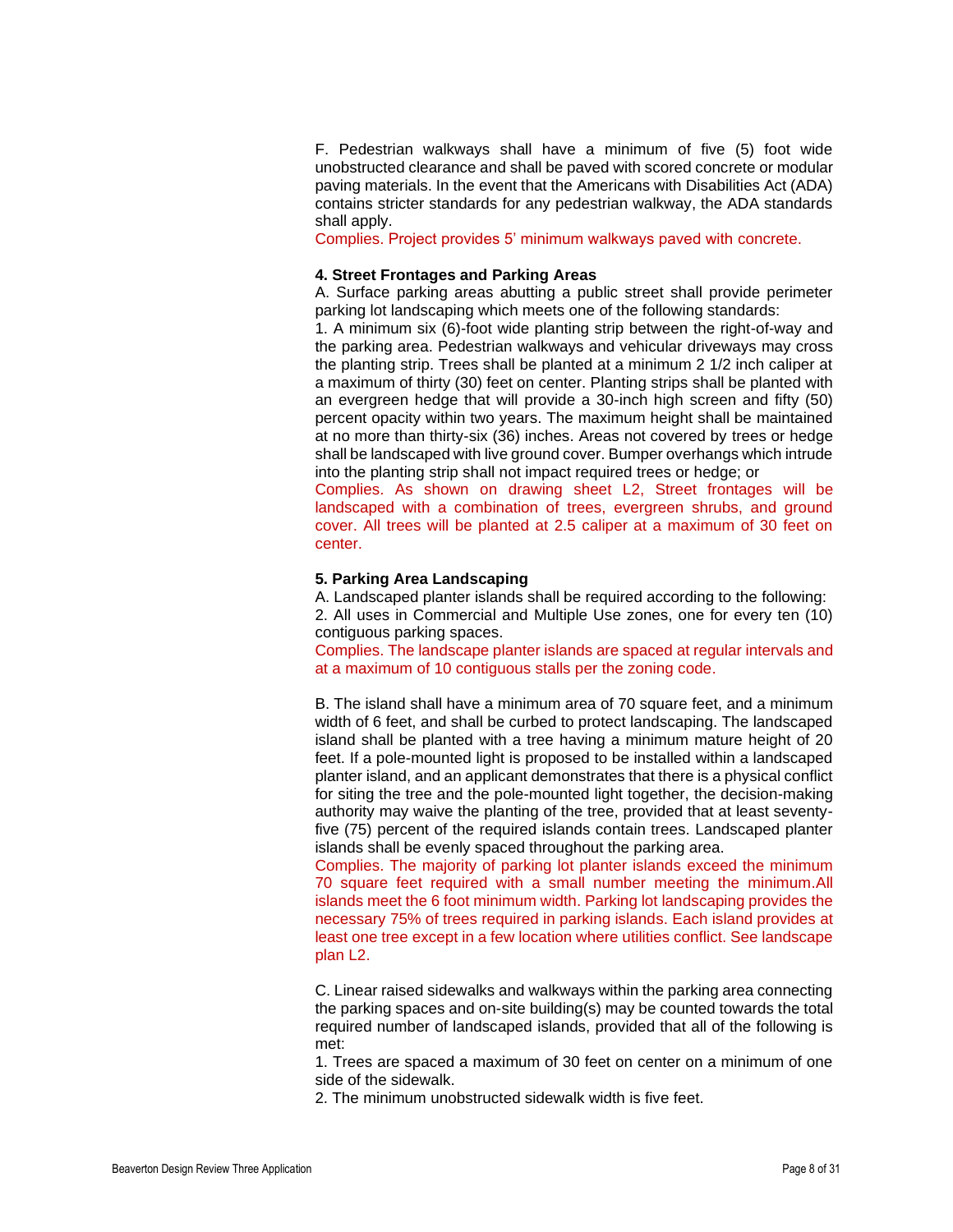F. Pedestrian walkways shall have a minimum of five (5) foot wide unobstructed clearance and shall be paved with scored concrete or modular paving materials. In the event that the Americans with Disabilities Act (ADA) contains stricter standards for any pedestrian walkway, the ADA standards shall apply.

Complies. Project provides 5' minimum walkways paved with concrete.

**4. Street Frontages and Parking Areas**

A. Surface parking areas abutting a public street shall provide perimeter parking lot landscaping which meets one of the following standards:

1. A minimum six (6)-foot wide planting strip between the right-of-way and the parking area. Pedestrian walkways and vehicular driveways may cross the planting strip. Trees shall be planted at a minimum 2 1/2 inch caliper at a maximum of thirty (30) feet on center. Planting strips shall be planted with an evergreen hedge that will provide a 30-inch high screen and fifty (50) percent opacity within two years. The maximum height shall be maintained at no more than thirty-six (36) inches. Areas not covered by trees or hedge shall be landscaped with live ground cover. Bumper overhangs which intrude into the planting strip shall not impact required trees or hedge; or

Complies. As shown on drawing sheet L2, Street frontages will be landscaped with a combination of trees, evergreen shrubs, and ground cover. All trees will be planted at 2.5 caliper at a maximum of 30 feet on center.

**5. Parking Area Landscaping**

A. Landscaped planter islands shall be required according to the following:

2. All uses in Commercial and Multiple Use zones, one for every ten (10) contiguous parking spaces.

Complies. The landscape planter islands are spaced at regular intervals and at a maximum of 10 contiguous stalls per the zoning code.

B. The island shall have a minimum area of 70 square feet, and a minimum width of 6 feet, and shall be curbed to protect landscaping. The landscaped island shall be planted with a tree having a minimum mature height of 20 feet. If a pole-mounted light is proposed to be installed within a landscaped planter island, and an applicant demonstrates that there is a physical conflict for siting the tree and the pole-mounted light together, the decision-making authority may waive the planting of the tree, provided that at least seventy-five (75) percent of the required islands contain trees. Landscaped planter islands shall be evenly spaced throughout the parking area.

Complies. The majority of parking lot planter islands exceed the minimum 70 square feet required with a small number meeting the minimum.All islands meet the 6 foot minimum width. Parking lot landscaping provides the necessary 75% of trees required in parking islands. Each island provides at least one tree except in a few location where utilities conflict. See landscape plan L2.

C. Linear raised sidewalks and walkways within the parking area connecting the parking spaces and on-site building(s) may be counted towards the total required number of landscaped islands, provided that all of the following is met:

1. Trees are spaced a maximum of 30 feet on center on a minimum of one side of the sidewalk.
2. The minimum unobstructed sidewalk width is five feet.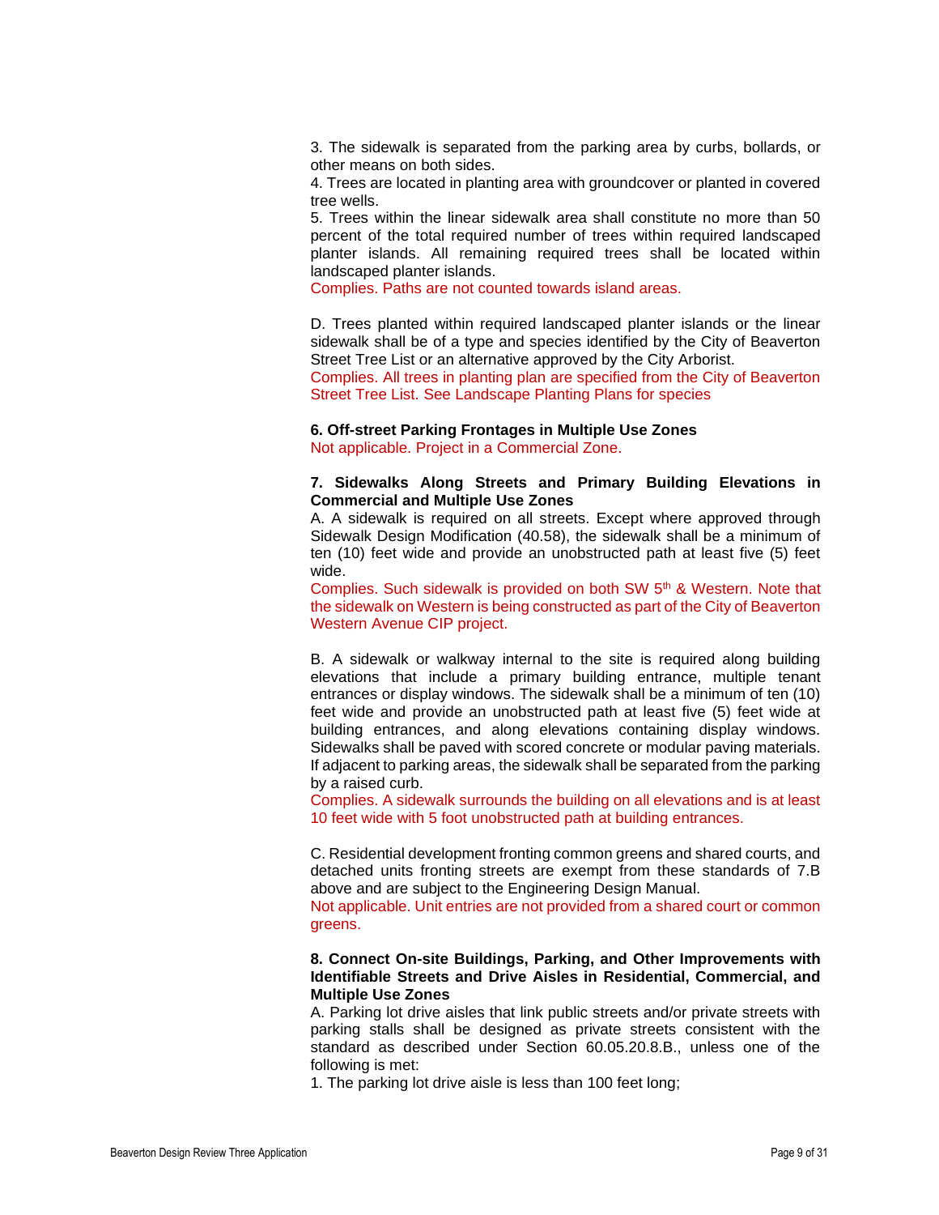3. The sidewalk is separated from the parking area by curbs, bollards, or other means on both sides.

4. Trees are located in planting area with groundcover or planted in covered tree wells.

5. Trees within the linear sidewalk area shall constitute no more than 50 percent of the total required number of trees within required landscaped planter islands. All remaining required trees shall be located within landscaped planter islands.

Complies. Paths are not counted towards island areas.

D. Trees planted within required landscaped planter islands or the linear sidewalk shall be of a type and species identified by the City of Beaverton Street Tree List or an alternative approved by the City Arborist.

Complies. All trees in planting plan are specified from the City of Beaverton Street Tree List. See Landscape Planting Plans for species

**6. Off-street Parking Frontages in Multiple Use Zones**

Not applicable. Project in a Commercial Zone.

**7. Sidewalks Along Streets and Primary Building Elevations in Commercial and Multiple Use Zones**

A. A sidewalk is required on all streets. Except where approved through Sidewalk Design Modification (40.58), the sidewalk shall be a minimum of ten (10) feet wide and provide an unobstructed path at least five (5) feet wide.

Complies. Such sidewalk is provided on both SW 5th & Western. Note that the sidewalk on Western is being constructed as part of the City of Beaverton Western Avenue CIP project.

B. A sidewalk or walkway internal to the site is required along building elevations that include a primary building entrance, multiple tenant entrances or display windows. The sidewalk shall be a minimum of ten (10) feet wide and provide an unobstructed path at least five (5) feet wide at building entrances, and along elevations containing display windows. Sidewalks shall be paved with scored concrete or modular paving materials. If adjacent to parking areas, the sidewalk shall be separated from the parking by a raised curb.

Complies. A sidewalk surrounds the building on all elevations and is at least 10 feet wide with 5 foot unobstructed path at building entrances.

C. Residential development fronting common greens and shared courts, and detached units fronting streets are exempt from these standards of 7.B above and are subject to the Engineering Design Manual.

Not applicable. Unit entries are not provided from a shared court or common greens.

**8. Connect On-site Buildings, Parking, and Other Improvements with Identifiable Streets and Drive Aisles in Residential, Commercial, and Multiple Use Zones**

A. Parking lot drive aisles that link public streets and/or private streets with parking stalls shall be designed as private streets consistent with the standard as described under Section 60.05.20.8.B., unless one of the following is met:

1. The parking lot drive aisle is less than 100 feet long;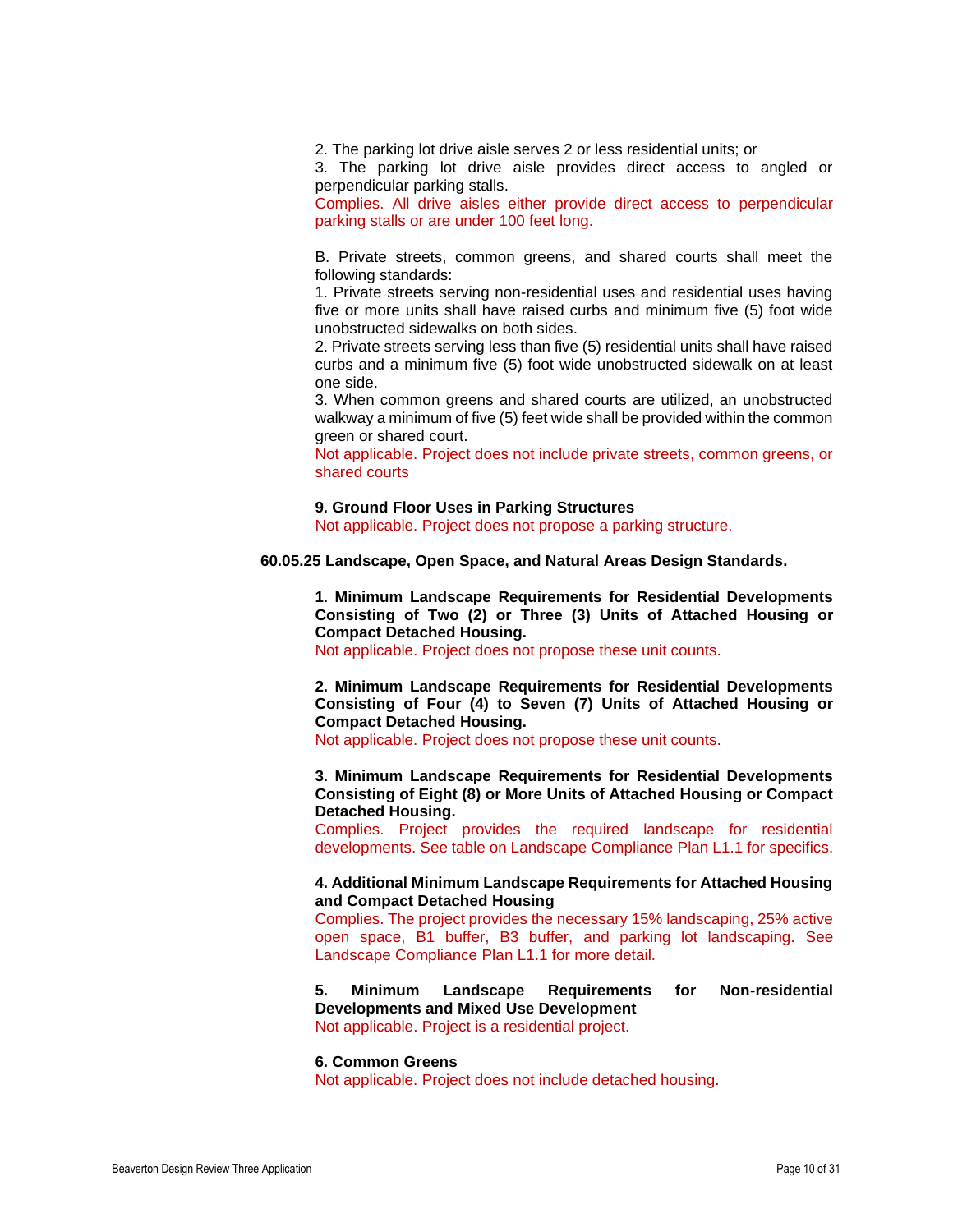2. The parking lot drive aisle serves 2 or less residential units; or

3. The parking lot drive aisle provides direct access to angled or perpendicular parking stalls.

Complies. All drive aisles either provide direct access to perpendicular parking stalls or are under 100 feet long.

B. Private streets, common greens, and shared courts shall meet the following standards:

1. Private streets serving non-residential uses and residential uses having five or more units shall have raised curbs and minimum five (5) foot wide unobstructed sidewalks on both sides.

2. Private streets serving less than five (5) residential units shall have raised curbs and a minimum five (5) foot wide unobstructed sidewalk on at least one side.

3. When common greens and shared courts are utilized, an unobstructed walkway a minimum of five (5) feet wide shall be provided within the common green or shared court.

Not applicable. Project does not include private streets, common greens, or shared courts

**9. Ground Floor Uses in Parking Structures**

Not applicable. Project does not propose a parking structure.

**60.05.25 Landscape, Open Space, and Natural Areas Design Standards.**

**1. Minimum Landscape Requirements for Residential Developments Consisting of Two (2) or Three (3) Units of Attached Housing or Compact Detached Housing.**

Not applicable. Project does not propose these unit counts.

**2. Minimum Landscape Requirements for Residential Developments Consisting of Four (4) to Seven (7) Units of Attached Housing or Compact Detached Housing.**

Not applicable. Project does not propose these unit counts.

**3. Minimum Landscape Requirements for Residential Developments Consisting of Eight (8) or More Units of Attached Housing or Compact Detached Housing.**

Complies. Project provides the required landscape for residential developments. See table on Landscape Compliance Plan L1.1 for specifics.

**4. Additional Minimum Landscape Requirements for Attached Housing and Compact Detached Housing**

Complies. The project provides the necessary 15% landscaping, 25% active open space, B1 buffer, B3 buffer, and parking lot landscaping. See Landscape Compliance Plan L1.1 for more detail.

**5. Minimum Landscape Requirements for Non-residential Developments and Mixed Use Development**

Not applicable. Project is a residential project.

**6. Common Greens**

Not applicable. Project does not include detached housing.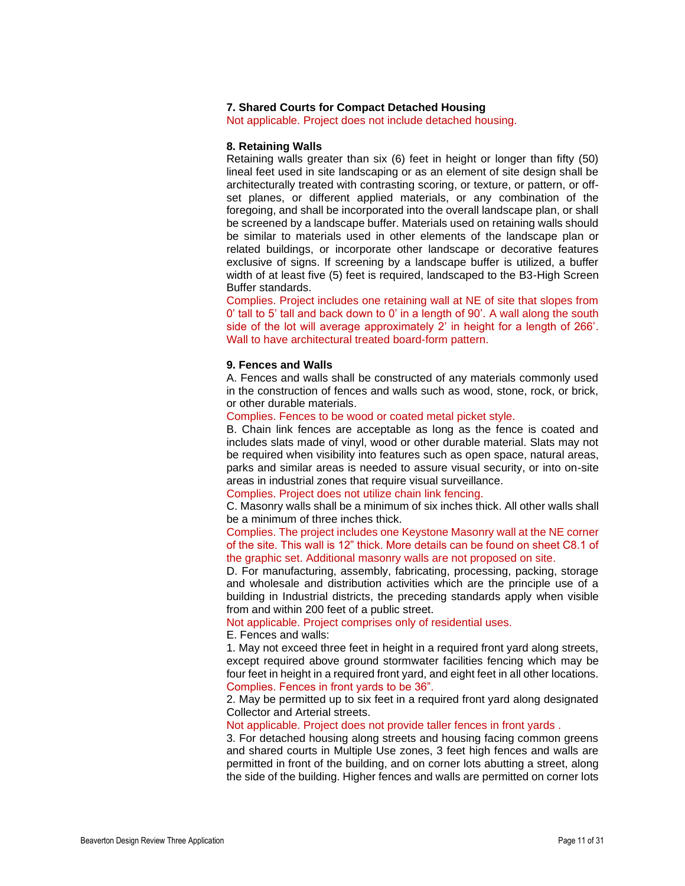**7. Shared Courts for Compact Detached Housing**

Not applicable. Project does not include detached housing.

**8. Retaining Walls**

Retaining walls greater than six (6) feet in height or longer than fifty (50) lineal feet used in site landscaping or as an element of site design shall be architecturally treated with contrasting scoring, or texture, or pattern, or off-set planes, or different applied materials, or any combination of the foregoing, and shall be incorporated into the overall landscape plan, or shall be screened by a landscape buffer. Materials used on retaining walls should be similar to materials used in other elements of the landscape plan or related buildings, or incorporate other landscape or decorative features exclusive of signs. If screening by a landscape buffer is utilized, a buffer width of at least five (5) feet is required, landscaped to the B3-High Screen Buffer standards.

Complies. Project includes one retaining wall at NE of site that slopes from 0' tall to 5' tall and back down to 0' in a length of 90'. A wall along the south side of the lot will average approximately 2' in height for a length of 266'. Wall to have architectural treated board-form pattern.

**9. Fences and Walls**

A. Fences and walls shall be constructed of any materials commonly used in the construction of fences and walls such as wood, stone, rock, or brick, or other durable materials.

Complies. Fences to be wood or coated metal picket style.

B. Chain link fences are acceptable as long as the fence is coated and includes slats made of vinyl, wood or other durable material. Slats may not be required when visibility into features such as open space, natural areas, parks and similar areas is needed to assure visual security, or into on-site areas in industrial zones that require visual surveillance.

Complies. Project does not utilize chain link fencing.

C. Masonry walls shall be a minimum of six inches thick. All other walls shall be a minimum of three inches thick.

Complies. The project includes one Keystone Masonry wall at the NE corner of the site. This wall is 12" thick. More details can be found on sheet C8.1 of the graphic set. Additional masonry walls are not proposed on site.

D. For manufacturing, assembly, fabricating, processing, packing, storage and wholesale and distribution activities which are the principle use of a building in Industrial districts, the preceding standards apply when visible from and within 200 feet of a public street.

Not applicable. Project comprises only of residential uses.

E. Fences and walls:

1. May not exceed three feet in height in a required front yard along streets, except required above ground stormwater facilities fencing which may be four feet in height in a required front yard, and eight feet in all other locations.

Complies. Fences in front yards to be 36".

2. May be permitted up to six feet in a required front yard along designated Collector and Arterial streets.

Not applicable. Project does not provide taller fences in front yards .

3. For detached housing along streets and housing facing common greens and shared courts in Multiple Use zones, 3 feet high fences and walls are permitted in front of the building, and on corner lots abutting a street, along the side of the building. Higher fences and walls are permitted on corner lots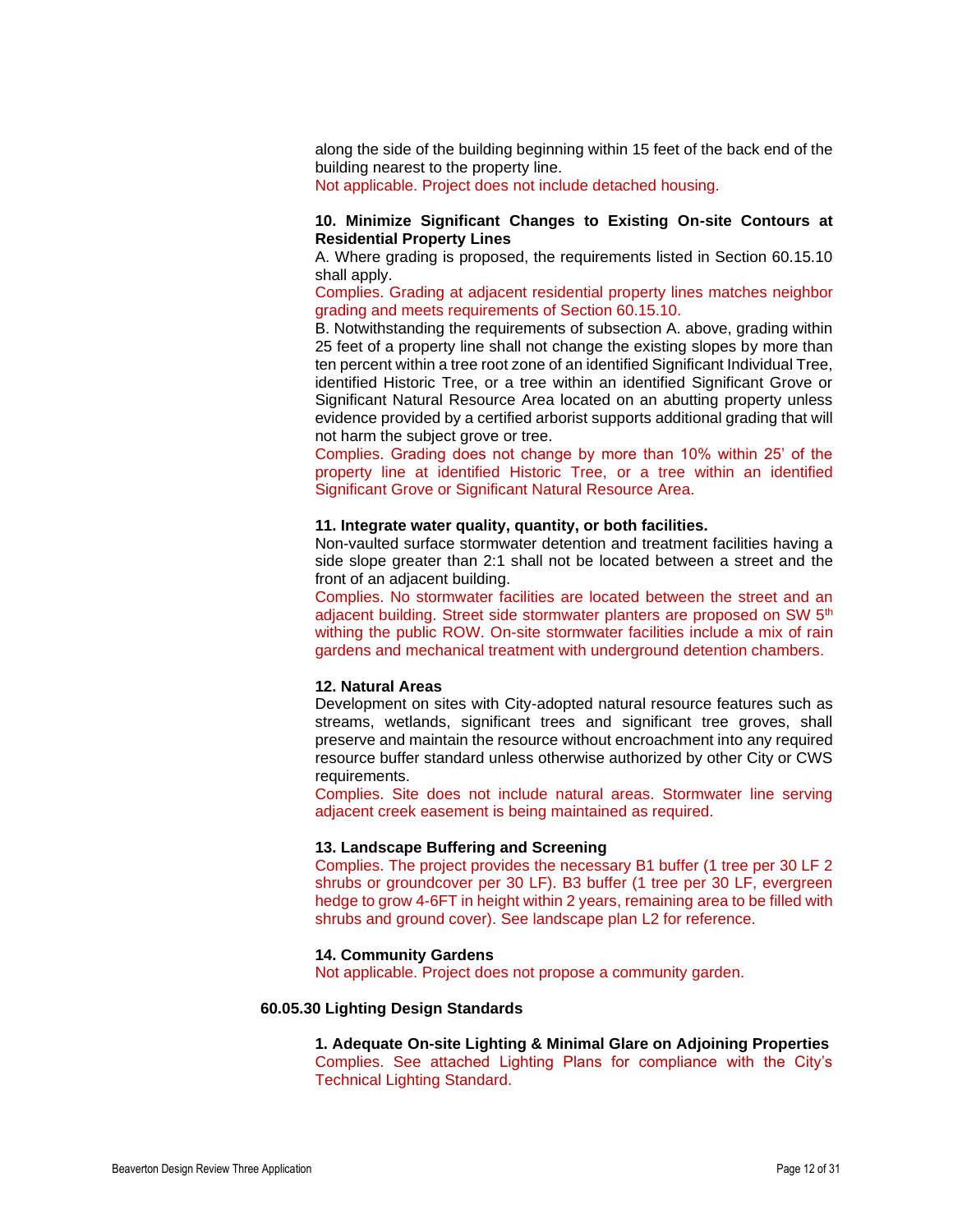along the side of the building beginning within 15 feet of the back end of the building nearest to the property line.

Not applicable. Project does not include detached housing.

**10. Minimize Significant Changes to Existing On-site Contours at Residential Property Lines**

A. Where grading is proposed, the requirements listed in Section 60.15.10 shall apply.

Complies. Grading at adjacent residential property lines matches neighbor grading and meets requirements of Section 60.15.10.

B. Notwithstanding the requirements of subsection A. above, grading within 25 feet of a property line shall not change the existing slopes by more than ten percent within a tree root zone of an identified Significant Individual Tree, identified Historic Tree, or a tree within an identified Significant Grove or Significant Natural Resource Area located on an abutting property unless evidence provided by a certified arborist supports additional grading that will not harm the subject grove or tree.

Complies. Grading does not change by more than 10% within 25' of the property line at identified Historic Tree, or a tree within an identified Significant Grove or Significant Natural Resource Area.

**11. Integrate water quality, quantity, or both facilities.**

Non-vaulted surface stormwater detention and treatment facilities having a side slope greater than 2:1 shall not be located between a street and the front of an adjacent building.

Complies. No stormwater facilities are located between the street and an adjacent building. Street side stormwater planters are proposed on SW 5th withing the public ROW. On-site stormwater facilities include a mix of rain gardens and mechanical treatment with underground detention chambers.

**12. Natural Areas**

Development on sites with City-adopted natural resource features such as streams, wetlands, significant trees and significant tree groves, shall preserve and maintain the resource without encroachment into any required resource buffer standard unless otherwise authorized by other City or CWS requirements.

Complies. Site does not include natural areas. Stormwater line serving adjacent creek easement is being maintained as required.

**13. Landscape Buffering and Screening**

Complies. The project provides the necessary B1 buffer (1 tree per 30 LF 2 shrubs or groundcover per 30 LF). B3 buffer (1 tree per 30 LF, evergreen hedge to grow 4-6FT in height within 2 years, remaining area to be filled with shrubs and ground cover). See landscape plan L2 for reference.

**14. Community Gardens**

Not applicable. Project does not propose a community garden.

### 60.05.30 Lighting Design Standards

**1. Adequate On-site Lighting & Minimal Glare on Adjoining Properties**

Complies. See attached Lighting Plans for compliance with the City's Technical Lighting Standard.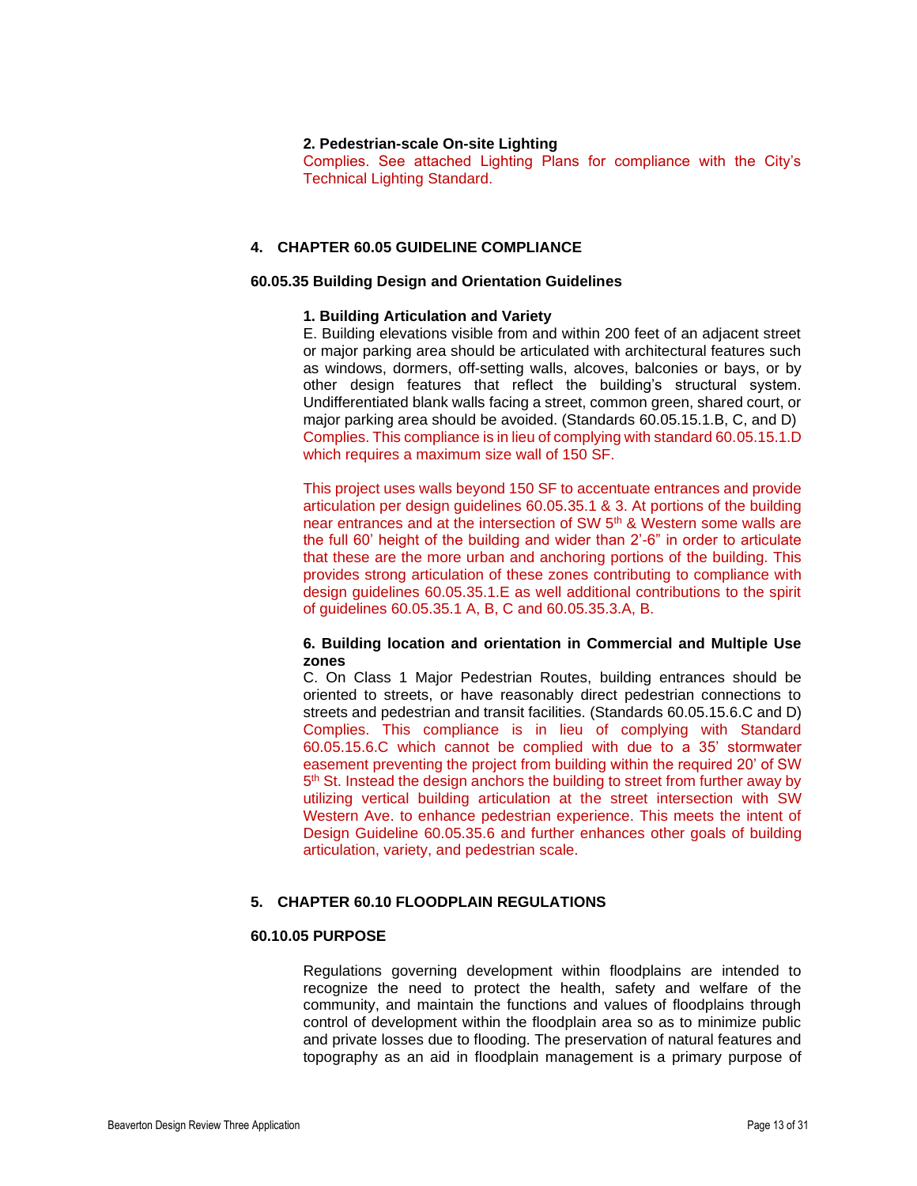**2. Pedestrian-scale On-site Lighting**

Complies. See attached Lighting Plans for compliance with the City's Technical Lighting Standard.

## 4. CHAPTER 60.05 GUIDELINE COMPLIANCE

### 60.05.35 Building Design and Orientation Guidelines

**1. Building Articulation and Variety**

E. Building elevations visible from and within 200 feet of an adjacent street or major parking area should be articulated with architectural features such as windows, dormers, off-setting walls, alcoves, balconies or bays, or by other design features that reflect the building's structural system. Undifferentiated blank walls facing a street, common green, shared court, or major parking area should be avoided. (Standards 60.05.15.1.B, C, and D)

Complies. This compliance is in lieu of complying with standard 60.05.15.1.D which requires a maximum size wall of 150 SF.

This project uses walls beyond 150 SF to accentuate entrances and provide articulation per design guidelines 60.05.35.1 & 3. At portions of the building near entrances and at the intersection of SW 5th & Western some walls are the full 60' height of the building and wider than 2'-6" in order to articulate that these are the more urban and anchoring portions of the building. This provides strong articulation of these zones contributing to compliance with design guidelines 60.05.35.1.E as well additional contributions to the spirit of guidelines 60.05.35.1 A, B, C and 60.05.35.3.A, B.

**6. Building location and orientation in Commercial and Multiple Use zones**

C. On Class 1 Major Pedestrian Routes, building entrances should be oriented to streets, or have reasonably direct pedestrian connections to streets and pedestrian and transit facilities. (Standards 60.05.15.6.C and D)

Complies. This compliance is in lieu of complying with Standard 60.05.15.6.C which cannot be complied with due to a 35' stormwater easement preventing the project from building within the required 20' of SW 5th St. Instead the design anchors the building to street from further away by utilizing vertical building articulation at the street intersection with SW Western Ave. to enhance pedestrian experience. This meets the intent of Design Guideline 60.05.35.6 and further enhances other goals of building articulation, variety, and pedestrian scale.

## 5. CHAPTER 60.10 FLOODPLAIN REGULATIONS

### 60.10.05 PURPOSE

Regulations governing development within floodplains are intended to recognize the need to protect the health, safety and welfare of the community, and maintain the functions and values of floodplains through control of development within the floodplain area so as to minimize public and private losses due to flooding. The preservation of natural features and topography as an aid in floodplain management is a primary purpose of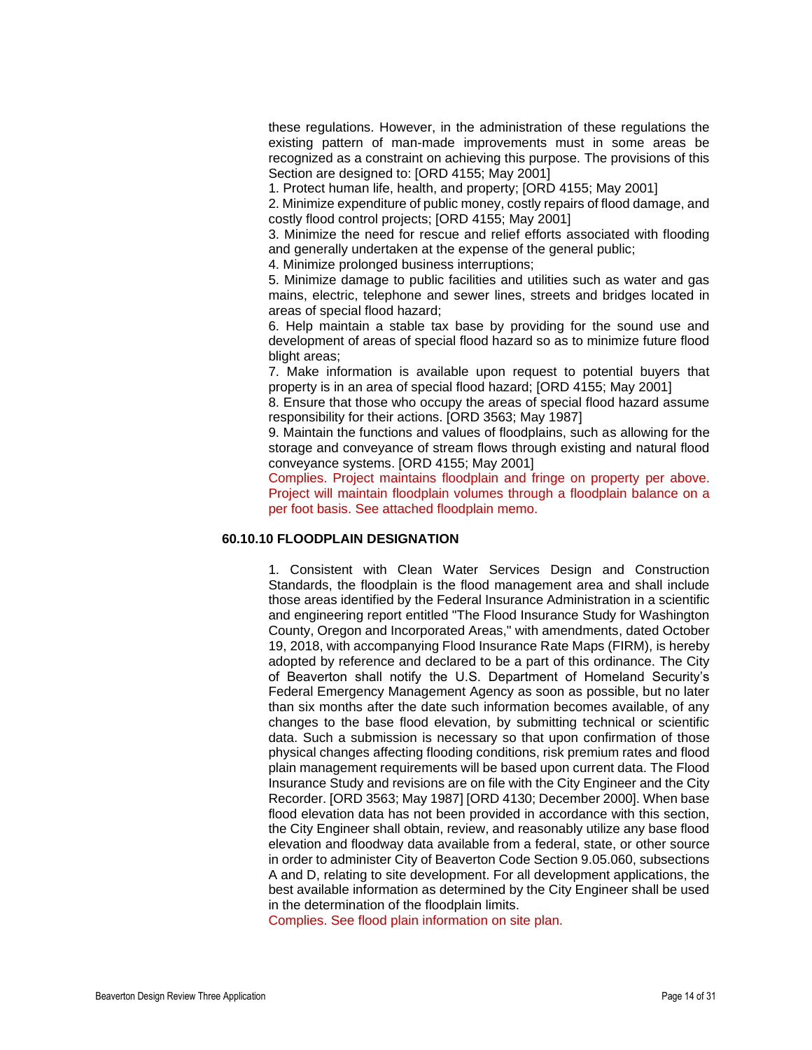these regulations. However, in the administration of these regulations the existing pattern of man-made improvements must in some areas be recognized as a constraint on achieving this purpose. The provisions of this Section are designed to: [ORD 4155; May 2001]

1. Protect human life, health, and property; [ORD 4155; May 2001]
2. Minimize expenditure of public money, costly repairs of flood damage, and costly flood control projects; [ORD 4155; May 2001]
3. Minimize the need for rescue and relief efforts associated with flooding and generally undertaken at the expense of the general public;
4. Minimize prolonged business interruptions;
5. Minimize damage to public facilities and utilities such as water and gas mains, electric, telephone and sewer lines, streets and bridges located in areas of special flood hazard;
6. Help maintain a stable tax base by providing for the sound use and development of areas of special flood hazard so as to minimize future flood blight areas;
7. Make information is available upon request to potential buyers that property is in an area of special flood hazard; [ORD 4155; May 2001]
8. Ensure that those who occupy the areas of special flood hazard assume responsibility for their actions. [ORD 3563; May 1987]
9. Maintain the functions and values of floodplains, such as allowing for the storage and conveyance of stream flows through existing and natural flood conveyance systems. [ORD 4155; May 2001]

Complies. Project maintains floodplain and fringe on property per above. Project will maintain floodplain volumes through a floodplain balance on a per foot basis. See attached floodplain memo.

### 60.10.10 FLOODPLAIN DESIGNATION

1. Consistent with Clean Water Services Design and Construction Standards, the floodplain is the flood management area and shall include those areas identified by the Federal Insurance Administration in a scientific and engineering report entitled "The Flood Insurance Study for Washington County, Oregon and Incorporated Areas," with amendments, dated October 19, 2018, with accompanying Flood Insurance Rate Maps (FIRM), is hereby adopted by reference and declared to be a part of this ordinance. The City of Beaverton shall notify the U.S. Department of Homeland Security's Federal Emergency Management Agency as soon as possible, but no later than six months after the date such information becomes available, of any changes to the base flood elevation, by submitting technical or scientific data. Such a submission is necessary so that upon confirmation of those physical changes affecting flooding conditions, risk premium rates and flood plain management requirements will be based upon current data. The Flood Insurance Study and revisions are on file with the City Engineer and the City Recorder. [ORD 3563; May 1987] [ORD 4130; December 2000]. When base flood elevation data has not been provided in accordance with this section, the City Engineer shall obtain, review, and reasonably utilize any base flood elevation and floodway data available from a federal, state, or other source in order to administer City of Beaverton Code Section 9.05.060, subsections A and D, relating to site development. For all development applications, the best available information as determined by the City Engineer shall be used in the determination of the floodplain limits.

Complies. See flood plain information on site plan.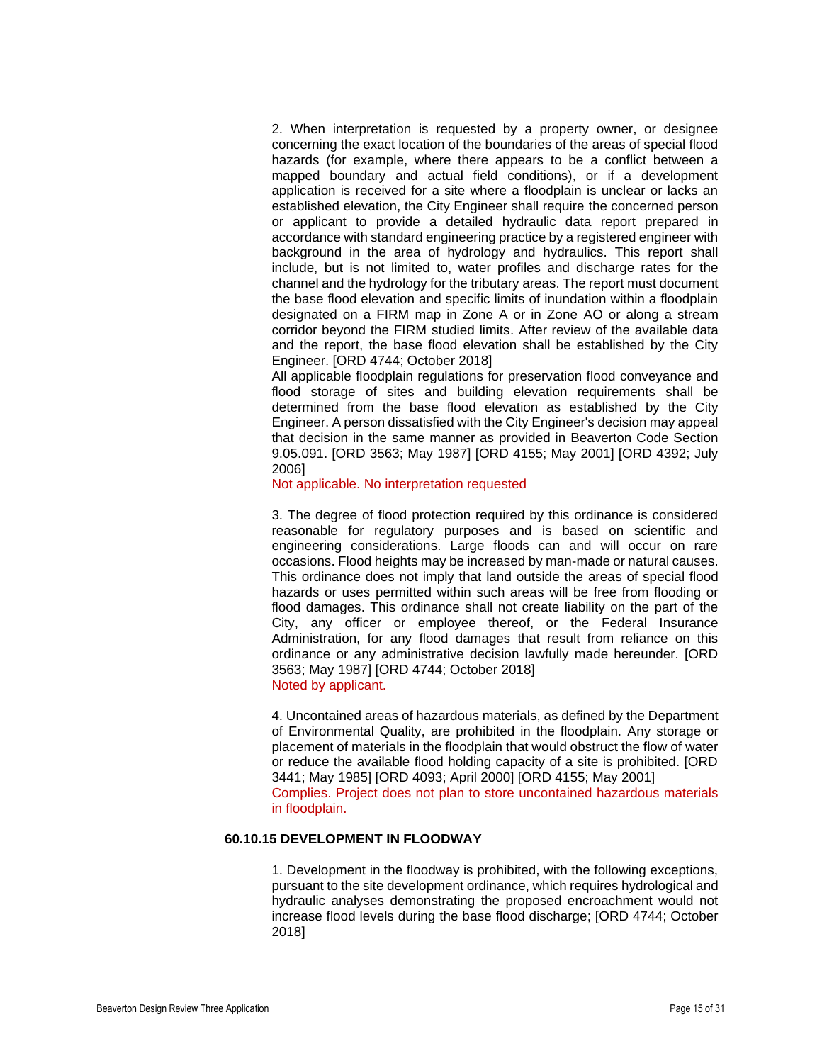2. When interpretation is requested by a property owner, or designee concerning the exact location of the boundaries of the areas of special flood hazards (for example, where there appears to be a conflict between a mapped boundary and actual field conditions), or if a development application is received for a site where a floodplain is unclear or lacks an established elevation, the City Engineer shall require the concerned person or applicant to provide a detailed hydraulic data report prepared in accordance with standard engineering practice by a registered engineer with background in the area of hydrology and hydraulics. This report shall include, but is not limited to, water profiles and discharge rates for the channel and the hydrology for the tributary areas. The report must document the base flood elevation and specific limits of inundation within a floodplain designated on a FIRM map in Zone A or in Zone AO or along a stream corridor beyond the FIRM studied limits. After review of the available data and the report, the base flood elevation shall be established by the City Engineer. [ORD 4744; October 2018]
All applicable floodplain regulations for preservation flood conveyance and flood storage of sites and building elevation requirements shall be determined from the base flood elevation as established by the City Engineer. A person dissatisfied with the City Engineer's decision may appeal that decision in the same manner as provided in Beaverton Code Section 9.05.091. [ORD 3563; May 1987] [ORD 4155; May 2001] [ORD 4392; July 2006]
Not applicable. No interpretation requested

3. The degree of flood protection required by this ordinance is considered reasonable for regulatory purposes and is based on scientific and engineering considerations. Large floods can and will occur on rare occasions. Flood heights may be increased by man-made or natural causes. This ordinance does not imply that land outside the areas of special flood hazards or uses permitted within such areas will be free from flooding or flood damages. This ordinance shall not create liability on the part of the City, any officer or employee thereof, or the Federal Insurance Administration, for any flood damages that result from reliance on this ordinance or any administrative decision lawfully made hereunder. [ORD 3563; May 1987] [ORD 4744; October 2018]
Noted by applicant.

4. Uncontained areas of hazardous materials, as defined by the Department of Environmental Quality, are prohibited in the floodplain. Any storage or placement of materials in the floodplain that would obstruct the flow of water or reduce the available flood holding capacity of a site is prohibited. [ORD 3441; May 1985] [ORD 4093; April 2000] [ORD 4155; May 2001]
Complies. Project does not plan to store uncontained hazardous materials in floodplain.

### 60.10.15 DEVELOPMENT IN FLOODWAY

1. Development in the floodway is prohibited, with the following exceptions, pursuant to the site development ordinance, which requires hydrological and hydraulic analyses demonstrating the proposed encroachment would not increase flood levels during the base flood discharge; [ORD 4744; October 2018]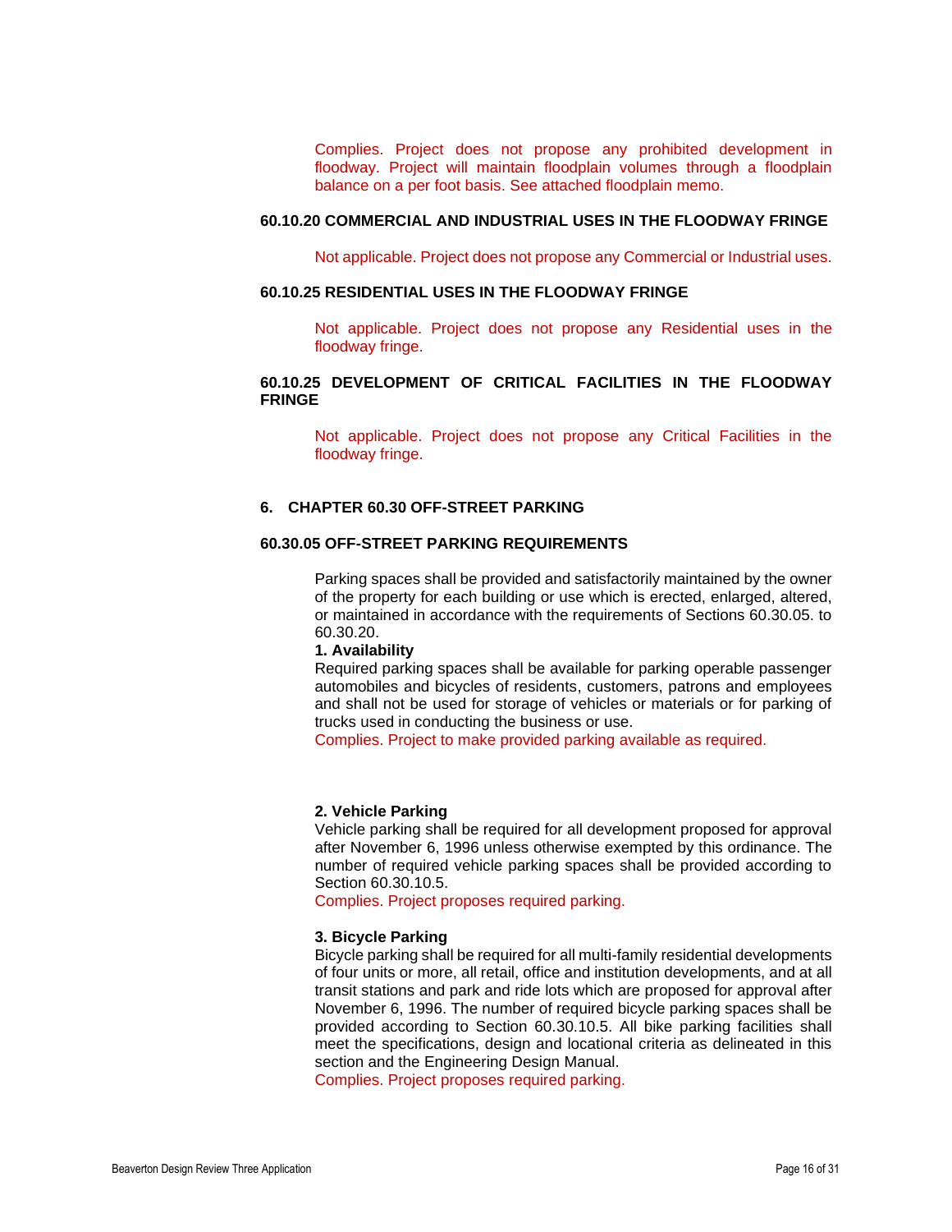Complies. Project does not propose any prohibited development in floodway. Project will maintain floodplain volumes through a floodplain balance on a per foot basis. See attached floodplain memo.

### 60.10.20 COMMERCIAL AND INDUSTRIAL USES IN THE FLOODWAY FRINGE

Not applicable. Project does not propose any Commercial or Industrial uses.

### 60.10.25 RESIDENTIAL USES IN THE FLOODWAY FRINGE

Not applicable. Project does not propose any Residential uses in the floodway fringe.

### 60.10.25 DEVELOPMENT OF CRITICAL FACILITIES IN THE FLOODWAY FRINGE

Not applicable. Project does not propose any Critical Facilities in the floodway fringe.

## 6. CHAPTER 60.30 OFF-STREET PARKING

### 60.30.05 OFF-STREET PARKING REQUIREMENTS

Parking spaces shall be provided and satisfactorily maintained by the owner of the property for each building or use which is erected, enlarged, altered, or maintained in accordance with the requirements of Sections 60.30.05. to 60.30.20.

**1. Availability**

Required parking spaces shall be available for parking operable passenger automobiles and bicycles of residents, customers, patrons and employees and shall not be used for storage of vehicles or materials or for parking of trucks used in conducting the business or use.

Complies. Project to make provided parking available as required.

**2. Vehicle Parking**

Vehicle parking shall be required for all development proposed for approval after November 6, 1996 unless otherwise exempted by this ordinance. The number of required vehicle parking spaces shall be provided according to Section 60.30.10.5.

Complies. Project proposes required parking.

**3. Bicycle Parking**

Bicycle parking shall be required for all multi-family residential developments of four units or more, all retail, office and institution developments, and at all transit stations and park and ride lots which are proposed for approval after November 6, 1996. The number of required bicycle parking spaces shall be provided according to Section 60.30.10.5. All bike parking facilities shall meet the specifications, design and locational criteria as delineated in this section and the Engineering Design Manual.

Complies. Project proposes required parking.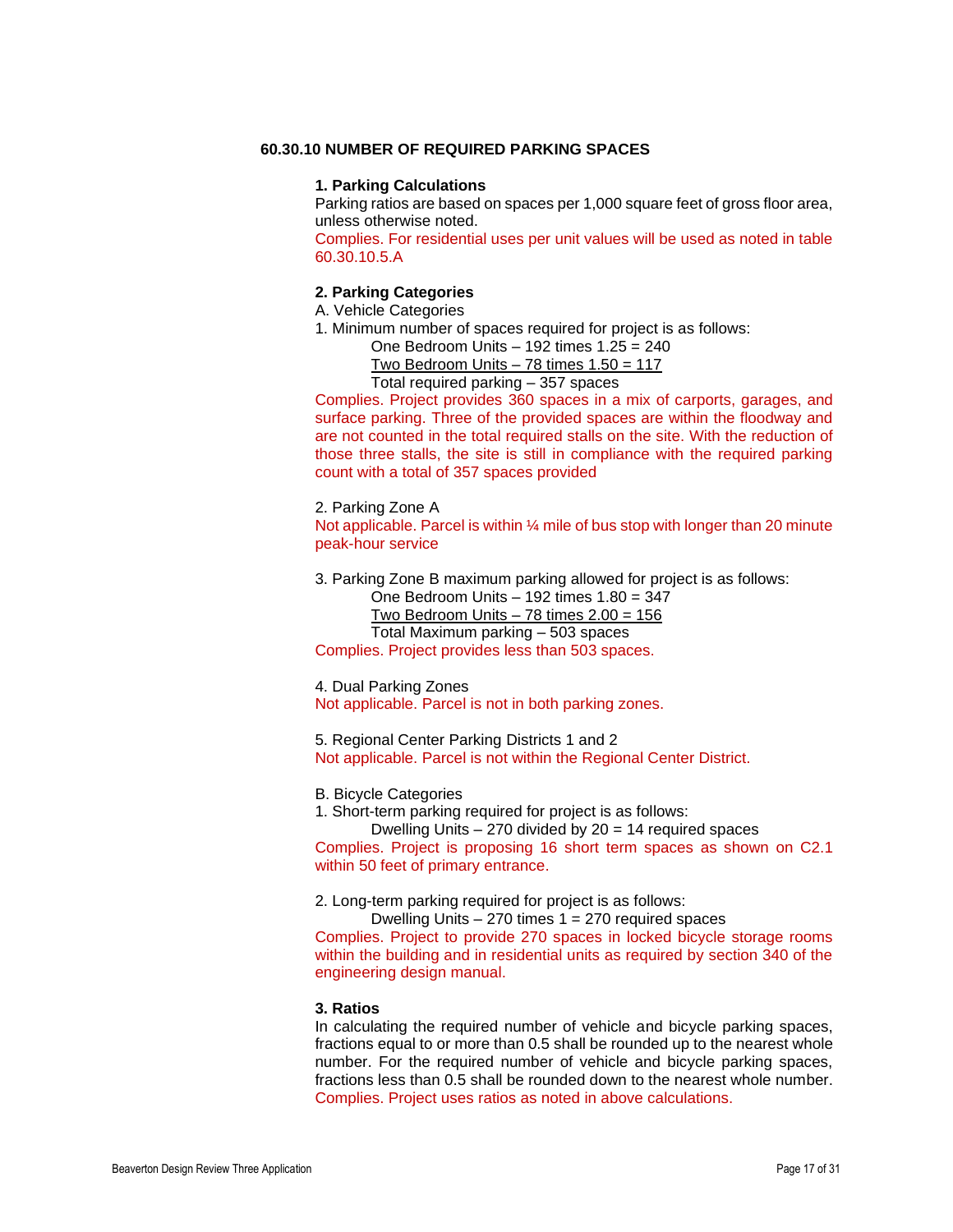## 60.30.10 NUMBER OF REQUIRED PARKING SPACES

### 1. Parking Calculations

Parking ratios are based on spaces per 1,000 square feet of gross floor area, unless otherwise noted.

Complies. For residential uses per unit values will be used as noted in table 60.30.10.5.A

### 2. Parking Categories

A. Vehicle Categories

1. Minimum number of spaces required for project is as follows:

   One Bedroom Units – 192 times 1.25 = 240

   Two Bedroom Units – 78 times 1.50 = 117

   Total required parking – 357 spaces

Complies. Project provides 360 spaces in a mix of carports, garages, and surface parking. Three of the provided spaces are within the floodway and are not counted in the total required stalls on the site. With the reduction of those three stalls, the site is still in compliance with the required parking count with a total of 357 spaces provided

2. Parking Zone A

Not applicable. Parcel is within ¼ mile of bus stop with longer than 20 minute peak-hour service

3. Parking Zone B maximum parking allowed for project is as follows:

   One Bedroom Units – 192 times 1.80 = 347

   Two Bedroom Units – 78 times 2.00 = 156

   Total Maximum parking – 503 spaces

Complies. Project provides less than 503 spaces.

4. Dual Parking Zones

Not applicable. Parcel is not in both parking zones.

5. Regional Center Parking Districts 1 and 2

Not applicable. Parcel is not within the Regional Center District.

B. Bicycle Categories

1. Short-term parking required for project is as follows:

   Dwelling Units – 270 divided by 20 = 14 required spaces

Complies. Project is proposing 16 short term spaces as shown on C2.1 within 50 feet of primary entrance.

2. Long-term parking required for project is as follows:

   Dwelling Units – 270 times 1 = 270 required spaces

Complies. Project to provide 270 spaces in locked bicycle storage rooms within the building and in residential units as required by section 340 of the engineering design manual.

### 3. Ratios

In calculating the required number of vehicle and bicycle parking spaces, fractions equal to or more than 0.5 shall be rounded up to the nearest whole number. For the required number of vehicle and bicycle parking spaces, fractions less than 0.5 shall be rounded down to the nearest whole number.

Complies. Project uses ratios as noted in above calculations.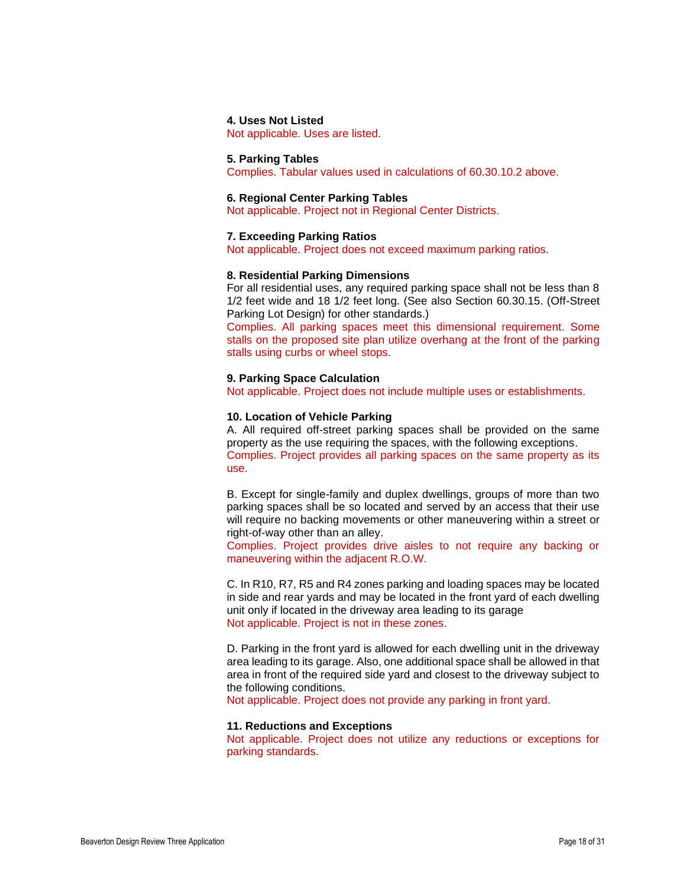**4. Uses Not Listed**
Not applicable. Uses are listed.

**5. Parking Tables**
Complies. Tabular values used in calculations of 60.30.10.2 above.

**6. Regional Center Parking Tables**
Not applicable. Project not in Regional Center Districts.

**7. Exceeding Parking Ratios**
Not applicable. Project does not exceed maximum parking ratios.

**8. Residential Parking Dimensions**
For all residential uses, any required parking space shall not be less than 8 1/2 feet wide and 18 1/2 feet long. (See also Section 60.30.15. (Off-Street Parking Lot Design) for other standards.)
Complies. All parking spaces meet this dimensional requirement. Some stalls on the proposed site plan utilize overhang at the front of the parking stalls using curbs or wheel stops.

**9. Parking Space Calculation**
Not applicable. Project does not include multiple uses or establishments.

**10. Location of Vehicle Parking**
A. All required off-street parking spaces shall be provided on the same property as the use requiring the spaces, with the following exceptions.
Complies. Project provides all parking spaces on the same property as its use.

B. Except for single-family and duplex dwellings, groups of more than two parking spaces shall be so located and served by an access that their use will require no backing movements or other maneuvering within a street or right-of-way other than an alley.
Complies. Project provides drive aisles to not require any backing or maneuvering within the adjacent R.O.W.

C. In R10, R7, R5 and R4 zones parking and loading spaces may be located in side and rear yards and may be located in the front yard of each dwelling unit only if located in the driveway area leading to its garage
Not applicable. Project is not in these zones.

D. Parking in the front yard is allowed for each dwelling unit in the driveway area leading to its garage. Also, one additional space shall be allowed in that area in front of the required side yard and closest to the driveway subject to the following conditions.
Not applicable. Project does not provide any parking in front yard.

**11. Reductions and Exceptions**
Not applicable. Project does not utilize any reductions or exceptions for parking standards.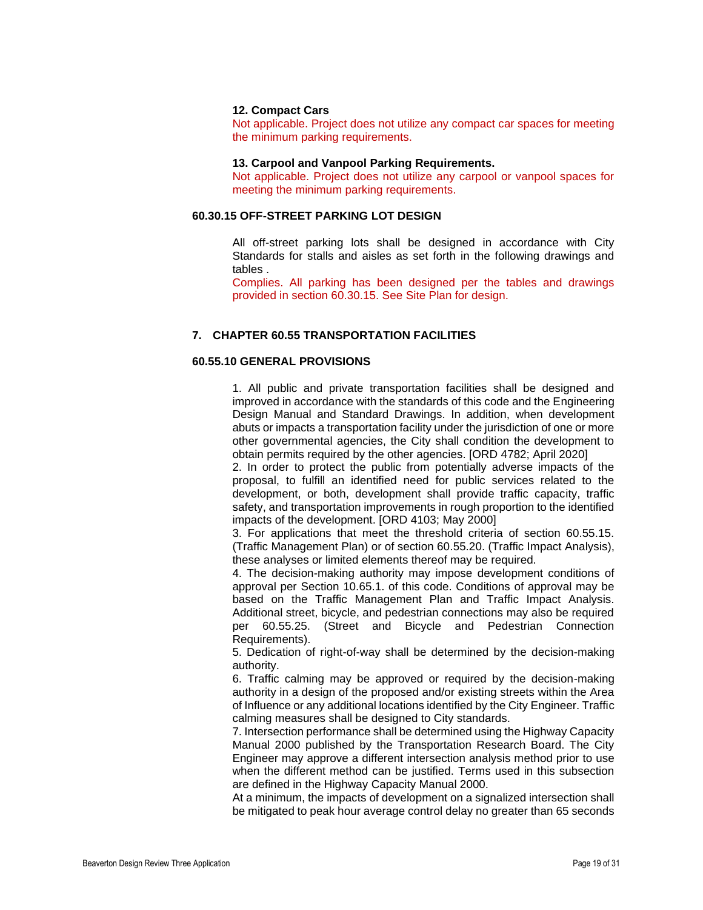**12. Compact Cars**

Not applicable. Project does not utilize any compact car spaces for meeting the minimum parking requirements.

**13. Carpool and Vanpool Parking Requirements.**

Not applicable. Project does not utilize any carpool or vanpool spaces for meeting the minimum parking requirements.

### 60.30.15 OFF-STREET PARKING LOT DESIGN

All off-street parking lots shall be designed in accordance with City Standards for stalls and aisles as set forth in the following drawings and tables .

Complies. All parking has been designed per the tables and drawings provided in section 60.30.15. See Site Plan for design.

## 7. CHAPTER 60.55 TRANSPORTATION FACILITIES

### 60.55.10 GENERAL PROVISIONS

1. All public and private transportation facilities shall be designed and improved in accordance with the standards of this code and the Engineering Design Manual and Standard Drawings. In addition, when development abuts or impacts a transportation facility under the jurisdiction of one or more other governmental agencies, the City shall condition the development to obtain permits required by the other agencies. [ORD 4782; April 2020]
2. In order to protect the public from potentially adverse impacts of the proposal, to fulfill an identified need for public services related to the development, or both, development shall provide traffic capacity, traffic safety, and transportation improvements in rough proportion to the identified impacts of the development. [ORD 4103; May 2000]
3. For applications that meet the threshold criteria of section 60.55.15. (Traffic Management Plan) or of section 60.55.20. (Traffic Impact Analysis), these analyses or limited elements thereof may be required.
4. The decision-making authority may impose development conditions of approval per Section 10.65.1. of this code. Conditions of approval may be based on the Traffic Management Plan and Traffic Impact Analysis. Additional street, bicycle, and pedestrian connections may also be required per 60.55.25. (Street and Bicycle and Pedestrian Connection Requirements).
5. Dedication of right-of-way shall be determined by the decision-making authority.
6. Traffic calming may be approved or required by the decision-making authority in a design of the proposed and/or existing streets within the Area of Influence or any additional locations identified by the City Engineer. Traffic calming measures shall be designed to City standards.
7. Intersection performance shall be determined using the Highway Capacity Manual 2000 published by the Transportation Research Board. The City Engineer may approve a different intersection analysis method prior to use when the different method can be justified. Terms used in this subsection are defined in the Highway Capacity Manual 2000.

At a minimum, the impacts of development on a signalized intersection shall be mitigated to peak hour average control delay no greater than 65 seconds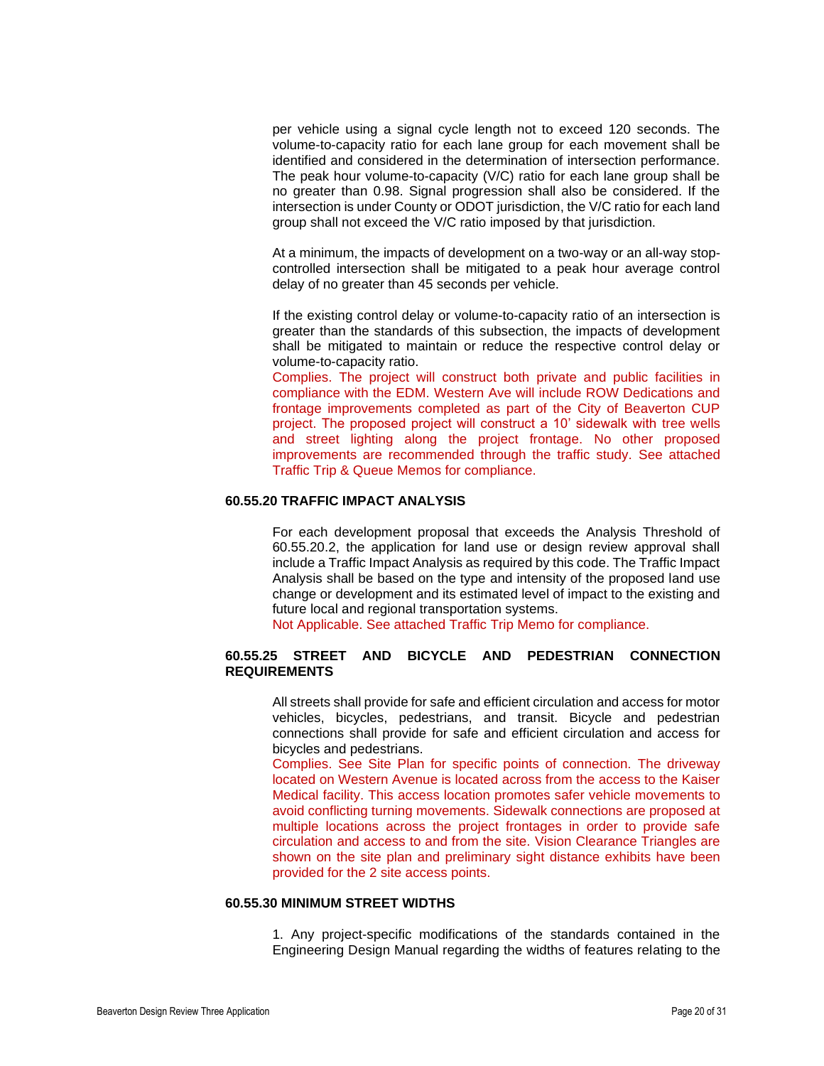per vehicle using a signal cycle length not to exceed 120 seconds. The volume-to-capacity ratio for each lane group for each movement shall be identified and considered in the determination of intersection performance. The peak hour volume-to-capacity (V/C) ratio for each lane group shall be no greater than 0.98. Signal progression shall also be considered. If the intersection is under County or ODOT jurisdiction, the V/C ratio for each land group shall not exceed the V/C ratio imposed by that jurisdiction.

At a minimum, the impacts of development on a two-way or an all-way stop-controlled intersection shall be mitigated to a peak hour average control delay of no greater than 45 seconds per vehicle.

If the existing control delay or volume-to-capacity ratio of an intersection is greater than the standards of this subsection, the impacts of development shall be mitigated to maintain or reduce the respective control delay or volume-to-capacity ratio.
Complies. The project will construct both private and public facilities in compliance with the EDM. Western Ave will include ROW Dedications and frontage improvements completed as part of the City of Beaverton CUP project. The proposed project will construct a 10' sidewalk with tree wells and street lighting along the project frontage. No other proposed improvements are recommended through the traffic study. See attached Traffic Trip & Queue Memos for compliance.

**60.55.20 TRAFFIC IMPACT ANALYSIS**

For each development proposal that exceeds the Analysis Threshold of 60.55.20.2, the application for land use or design review approval shall include a Traffic Impact Analysis as required by this code. The Traffic Impact Analysis shall be based on the type and intensity of the proposed land use change or development and its estimated level of impact to the existing and future local and regional transportation systems.
Not Applicable. See attached Traffic Trip Memo for compliance.

**60.55.25 STREET AND BICYCLE AND PEDESTRIAN CONNECTION REQUIREMENTS**

All streets shall provide for safe and efficient circulation and access for motor vehicles, bicycles, pedestrians, and transit. Bicycle and pedestrian connections shall provide for safe and efficient circulation and access for bicycles and pedestrians.
Complies. See Site Plan for specific points of connection. The driveway located on Western Avenue is located across from the access to the Kaiser Medical facility. This access location promotes safer vehicle movements to avoid conflicting turning movements. Sidewalk connections are proposed at multiple locations across the project frontages in order to provide safe circulation and access to and from the site. Vision Clearance Triangles are shown on the site plan and preliminary sight distance exhibits have been provided for the 2 site access points.

**60.55.30 MINIMUM STREET WIDTHS**

1. Any project-specific modifications of the standards contained in the Engineering Design Manual regarding the widths of features relating to the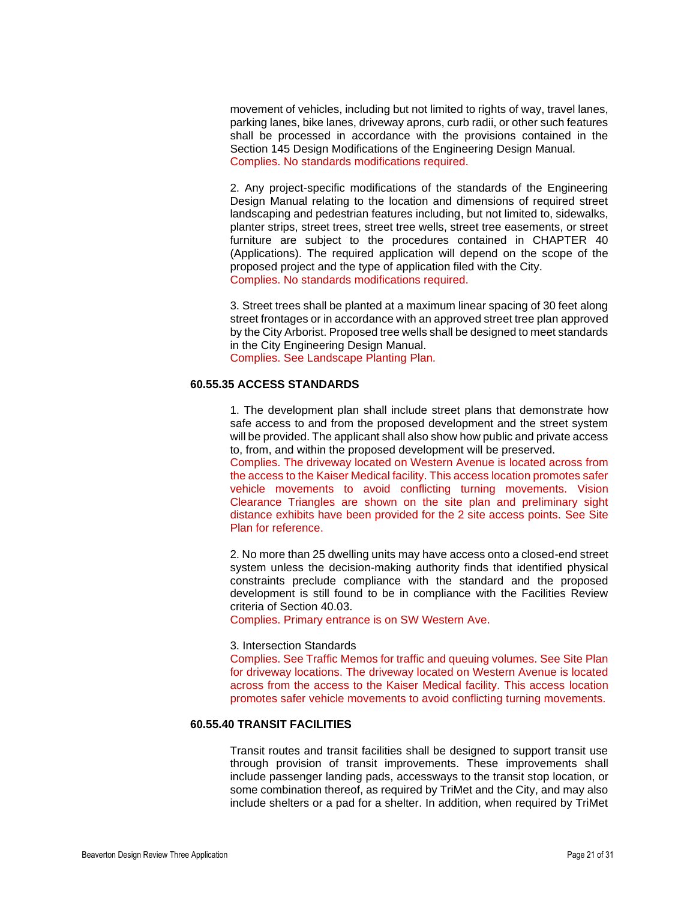movement of vehicles, including but not limited to rights of way, travel lanes, parking lanes, bike lanes, driveway aprons, curb radii, or other such features shall be processed in accordance with the provisions contained in the Section 145 Design Modifications of the Engineering Design Manual.
Complies. No standards modifications required.

2. Any project-specific modifications of the standards of the Engineering Design Manual relating to the location and dimensions of required street landscaping and pedestrian features including, but not limited to, sidewalks, planter strips, street trees, street tree wells, street tree easements, or street furniture are subject to the procedures contained in CHAPTER 40 (Applications). The required application will depend on the scope of the proposed project and the type of application filed with the City.
Complies. No standards modifications required.

3. Street trees shall be planted at a maximum linear spacing of 30 feet along street frontages or in accordance with an approved street tree plan approved by the City Arborist. Proposed tree wells shall be designed to meet standards in the City Engineering Design Manual.
Complies. See Landscape Planting Plan.

**60.55.35 ACCESS STANDARDS**

1. The development plan shall include street plans that demonstrate how safe access to and from the proposed development and the street system will be provided. The applicant shall also show how public and private access to, from, and within the proposed development will be preserved.
Complies. The driveway located on Western Avenue is located across from the access to the Kaiser Medical facility. This access location promotes safer vehicle movements to avoid conflicting turning movements. Vision Clearance Triangles are shown on the site plan and preliminary sight distance exhibits have been provided for the 2 site access points. See Site Plan for reference.

2. No more than 25 dwelling units may have access onto a closed-end street system unless the decision-making authority finds that identified physical constraints preclude compliance with the standard and the proposed development is still found to be in compliance with the Facilities Review criteria of Section 40.03.
Complies. Primary entrance is on SW Western Ave.

3. Intersection Standards
Complies. See Traffic Memos for traffic and queuing volumes. See Site Plan for driveway locations. The driveway located on Western Avenue is located across from the access to the Kaiser Medical facility. This access location promotes safer vehicle movements to avoid conflicting turning movements.

**60.55.40 TRANSIT FACILITIES**

Transit routes and transit facilities shall be designed to support transit use through provision of transit improvements. These improvements shall include passenger landing pads, accessways to the transit stop location, or some combination thereof, as required by TriMet and the City, and may also include shelters or a pad for a shelter. In addition, when required by TriMet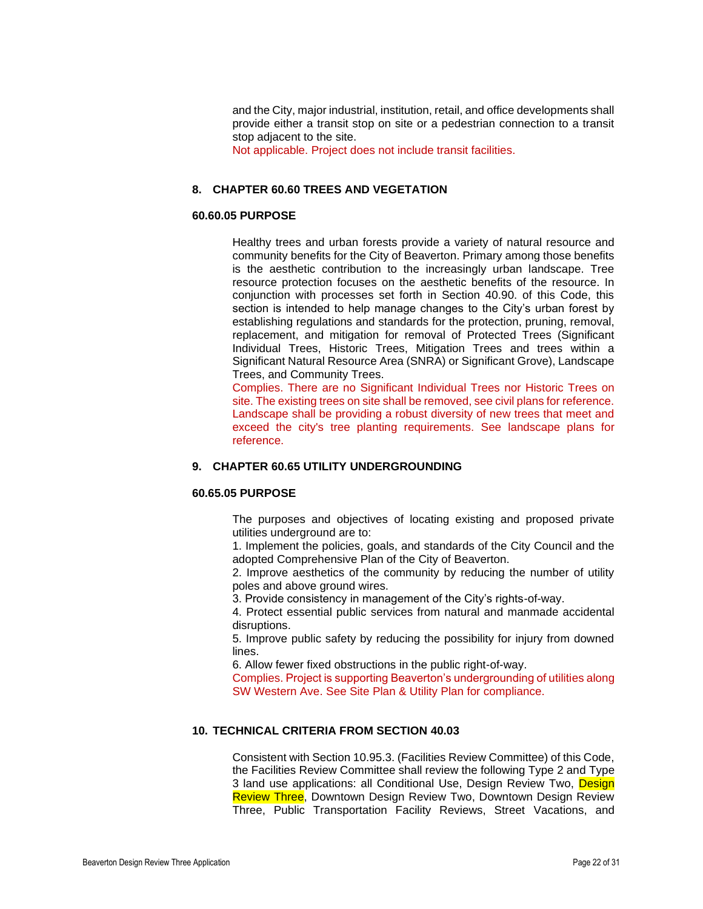and the City, major industrial, institution, retail, and office developments shall provide either a transit stop on site or a pedestrian connection to a transit stop adjacent to the site.
Not applicable. Project does not include transit facilities.

## 8. CHAPTER 60.60 TREES AND VEGETATION

### 60.60.05 PURPOSE

Healthy trees and urban forests provide a variety of natural resource and community benefits for the City of Beaverton. Primary among those benefits is the aesthetic contribution to the increasingly urban landscape. Tree resource protection focuses on the aesthetic benefits of the resource. In conjunction with processes set forth in Section 40.90. of this Code, this section is intended to help manage changes to the City's urban forest by establishing regulations and standards for the protection, pruning, removal, replacement, and mitigation for removal of Protected Trees (Significant Individual Trees, Historic Trees, Mitigation Trees and trees within a Significant Natural Resource Area (SNRA) or Significant Grove), Landscape Trees, and Community Trees.
Complies. There are no Significant Individual Trees nor Historic Trees on site. The existing trees on site shall be removed, see civil plans for reference. Landscape shall be providing a robust diversity of new trees that meet and exceed the city's tree planting requirements. See landscape plans for reference.

## 9. CHAPTER 60.65 UTILITY UNDERGROUNDING

### 60.65.05 PURPOSE

The purposes and objectives of locating existing and proposed private utilities underground are to:
1. Implement the policies, goals, and standards of the City Council and the adopted Comprehensive Plan of the City of Beaverton.
2. Improve aesthetics of the community by reducing the number of utility poles and above ground wires.
3. Provide consistency in management of the City's rights-of-way.
4. Protect essential public services from natural and manmade accidental disruptions.
5. Improve public safety by reducing the possibility for injury from downed lines.
6. Allow fewer fixed obstructions in the public right-of-way.
Complies. Project is supporting Beaverton's undergrounding of utilities along SW Western Ave. See Site Plan & Utility Plan for compliance.

## 10. TECHNICAL CRITERIA FROM SECTION 40.03

Consistent with Section 10.95.3. (Facilities Review Committee) of this Code, the Facilities Review Committee shall review the following Type 2 and Type 3 land use applications: all Conditional Use, Design Review Two, Design Review Three, Downtown Design Review Two, Downtown Design Review Three, Public Transportation Facility Reviews, Street Vacations, and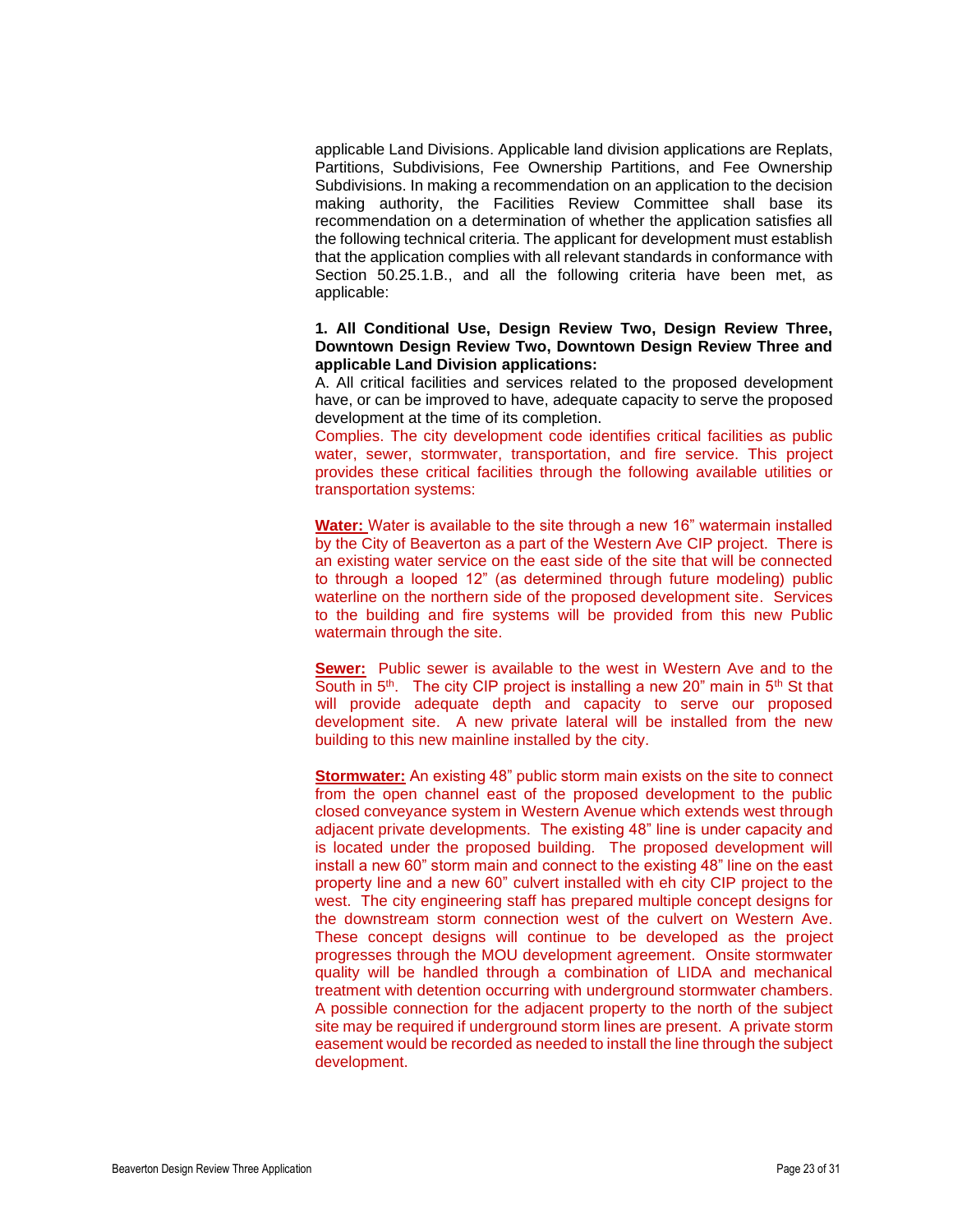applicable Land Divisions. Applicable land division applications are Replats, Partitions, Subdivisions, Fee Ownership Partitions, and Fee Ownership Subdivisions. In making a recommendation on an application to the decision making authority, the Facilities Review Committee shall base its recommendation on a determination of whether the application satisfies all the following technical criteria. The applicant for development must establish that the application complies with all relevant standards in conformance with Section 50.25.1.B., and all the following criteria have been met, as applicable:

**1. All Conditional Use, Design Review Two, Design Review Three, Downtown Design Review Two, Downtown Design Review Three and applicable Land Division applications:**

A. All critical facilities and services related to the proposed development have, or can be improved to have, adequate capacity to serve the proposed development at the time of its completion.

Complies. The city development code identifies critical facilities as public water, sewer, stormwater, transportation, and fire service. This project provides these critical facilities through the following available utilities or transportation systems:

**Water:** Water is available to the site through a new 16" watermain installed by the City of Beaverton as a part of the Western Ave CIP project. There is an existing water service on the east side of the site that will be connected to through a looped 12" (as determined through future modeling) public waterline on the northern side of the proposed development site. Services to the building and fire systems will be provided from this new Public watermain through the site.

**Sewer:** Public sewer is available to the west in Western Ave and to the South in 5th. The city CIP project is installing a new 20" main in 5th St that will provide adequate depth and capacity to serve our proposed development site. A new private lateral will be installed from the new building to this new mainline installed by the city.

**Stormwater:** An existing 48" public storm main exists on the site to connect from the open channel east of the proposed development to the public closed conveyance system in Western Avenue which extends west through adjacent private developments. The existing 48" line is under capacity and is located under the proposed building. The proposed development will install a new 60" storm main and connect to the existing 48" line on the east property line and a new 60" culvert installed with eh city CIP project to the west. The city engineering staff has prepared multiple concept designs for the downstream storm connection west of the culvert on Western Ave. These concept designs will continue to be developed as the project progresses through the MOU development agreement. Onsite stormwater quality will be handled through a combination of LIDA and mechanical treatment with detention occurring with underground stormwater chambers. A possible connection for the adjacent property to the north of the subject site may be required if underground storm lines are present. A private storm easement would be recorded as needed to install the line through the subject development.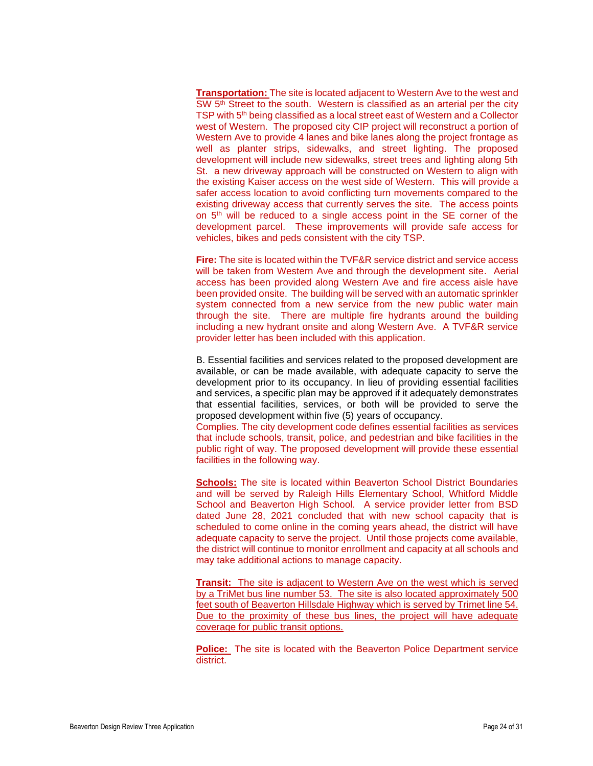**Transportation:** The site is located adjacent to Western Ave to the west and SW 5th Street to the south. Western is classified as an arterial per the city TSP with 5th being classified as a local street east of Western and a Collector west of Western. The proposed city CIP project will reconstruct a portion of Western Ave to provide 4 lanes and bike lanes along the project frontage as well as planter strips, sidewalks, and street lighting. The proposed development will include new sidewalks, street trees and lighting along 5th St. a new driveway approach will be constructed on Western to align with the existing Kaiser access on the west side of Western. This will provide a safer access location to avoid conflicting turn movements compared to the existing driveway access that currently serves the site. The access points on 5th will be reduced to a single access point in the SE corner of the development parcel. These improvements will provide safe access for vehicles, bikes and peds consistent with the city TSP.

**Fire:** The site is located within the TVF&R service district and service access will be taken from Western Ave and through the development site. Aerial access has been provided along Western Ave and fire access aisle have been provided onsite. The building will be served with an automatic sprinkler system connected from a new service from the new public water main through the site. There are multiple fire hydrants around the building including a new hydrant onsite and along Western Ave. A TVF&R service provider letter has been included with this application.

B. Essential facilities and services related to the proposed development are available, or can be made available, with adequate capacity to serve the development prior to its occupancy. In lieu of providing essential facilities and services, a specific plan may be approved if it adequately demonstrates that essential facilities, services, or both will be provided to serve the proposed development within five (5) years of occupancy.
Complies. The city development code defines essential facilities as services that include schools, transit, police, and pedestrian and bike facilities in the public right of way. The proposed development will provide these essential facilities in the following way.

**Schools:** The site is located within Beaverton School District Boundaries and will be served by Raleigh Hills Elementary School, Whitford Middle School and Beaverton High School. A service provider letter from BSD dated June 28, 2021 concluded that with new school capacity that is scheduled to come online in the coming years ahead, the district will have adequate capacity to serve the project. Until those projects come available, the district will continue to monitor enrollment and capacity at all schools and may take additional actions to manage capacity.

**Transit:** The site is adjacent to Western Ave on the west which is served by a TriMet bus line number 53. The site is also located approximately 500 feet south of Beaverton Hillsdale Highway which is served by Trimet line 54. Due to the proximity of these bus lines, the project will have adequate coverage for public transit options.

**Police:** The site is located with the Beaverton Police Department service district.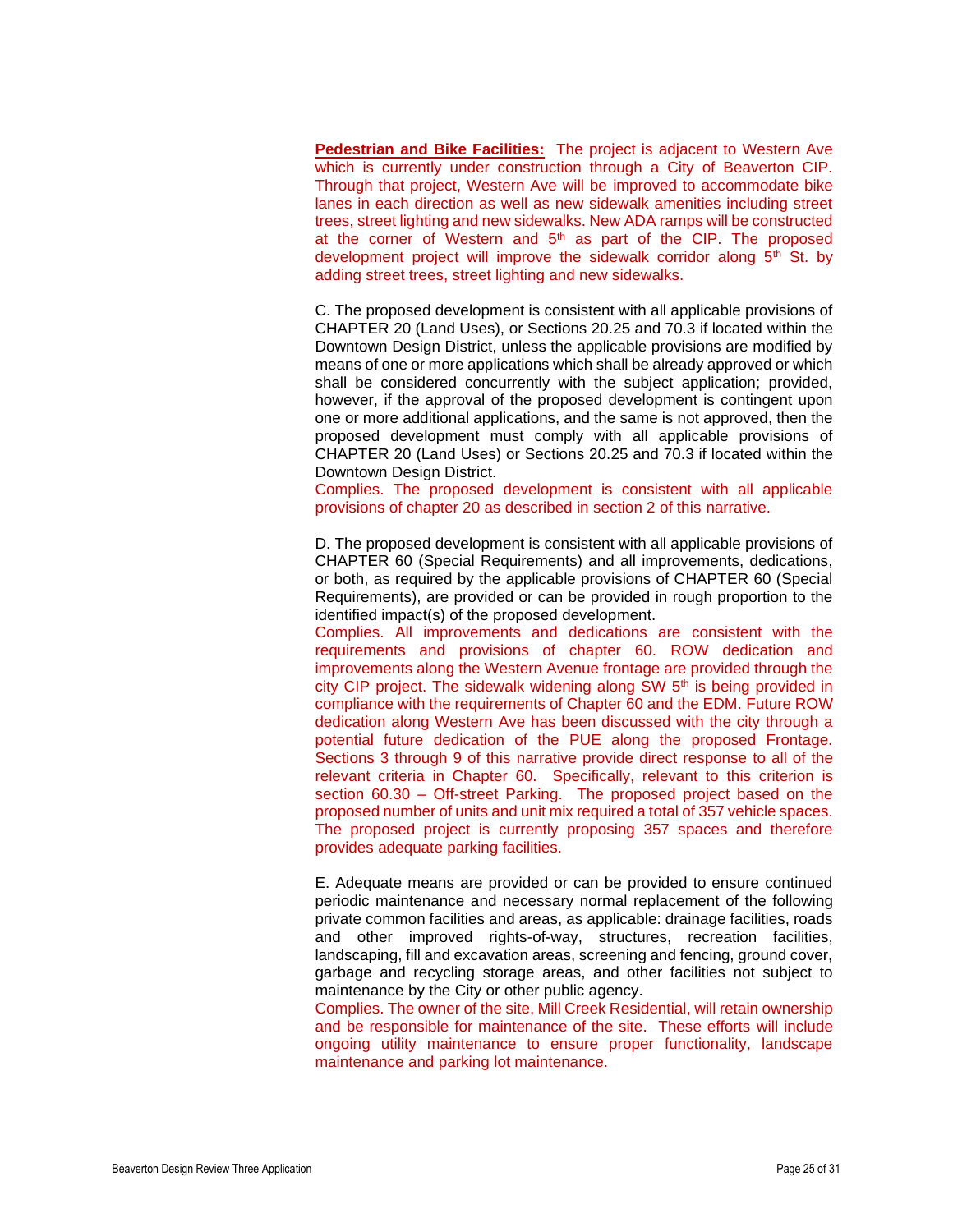**Pedestrian and Bike Facilities:** The project is adjacent to Western Ave which is currently under construction through a City of Beaverton CIP. Through that project, Western Ave will be improved to accommodate bike lanes in each direction as well as new sidewalk amenities including street trees, street lighting and new sidewalks. New ADA ramps will be constructed at the corner of Western and 5th as part of the CIP. The proposed development project will improve the sidewalk corridor along 5th St. by adding street trees, street lighting and new sidewalks.

C. The proposed development is consistent with all applicable provisions of CHAPTER 20 (Land Uses), or Sections 20.25 and 70.3 if located within the Downtown Design District, unless the applicable provisions are modified by means of one or more applications which shall be already approved or which shall be considered concurrently with the subject application; provided, however, if the approval of the proposed development is contingent upon one or more additional applications, and the same is not approved, then the proposed development must comply with all applicable provisions of CHAPTER 20 (Land Uses) or Sections 20.25 and 70.3 if located within the Downtown Design District.
Complies. The proposed development is consistent with all applicable provisions of chapter 20 as described in section 2 of this narrative.

D. The proposed development is consistent with all applicable provisions of CHAPTER 60 (Special Requirements) and all improvements, dedications, or both, as required by the applicable provisions of CHAPTER 60 (Special Requirements), are provided or can be provided in rough proportion to the identified impact(s) of the proposed development.
Complies. All improvements and dedications are consistent with the requirements and provisions of chapter 60. ROW dedication and improvements along the Western Avenue frontage are provided through the city CIP project. The sidewalk widening along SW 5th is being provided in compliance with the requirements of Chapter 60 and the EDM. Future ROW dedication along Western Ave has been discussed with the city through a potential future dedication of the PUE along the proposed Frontage. Sections 3 through 9 of this narrative provide direct response to all of the relevant criteria in Chapter 60. Specifically, relevant to this criterion is section 60.30 – Off-street Parking. The proposed project based on the proposed number of units and unit mix required a total of 357 vehicle spaces. The proposed project is currently proposing 357 spaces and therefore provides adequate parking facilities.

E. Adequate means are provided or can be provided to ensure continued periodic maintenance and necessary normal replacement of the following private common facilities and areas, as applicable: drainage facilities, roads and other improved rights-of-way, structures, recreation facilities, landscaping, fill and excavation areas, screening and fencing, ground cover, garbage and recycling storage areas, and other facilities not subject to maintenance by the City or other public agency.
Complies. The owner of the site, Mill Creek Residential, will retain ownership and be responsible for maintenance of the site. These efforts will include ongoing utility maintenance to ensure proper functionality, landscape maintenance and parking lot maintenance.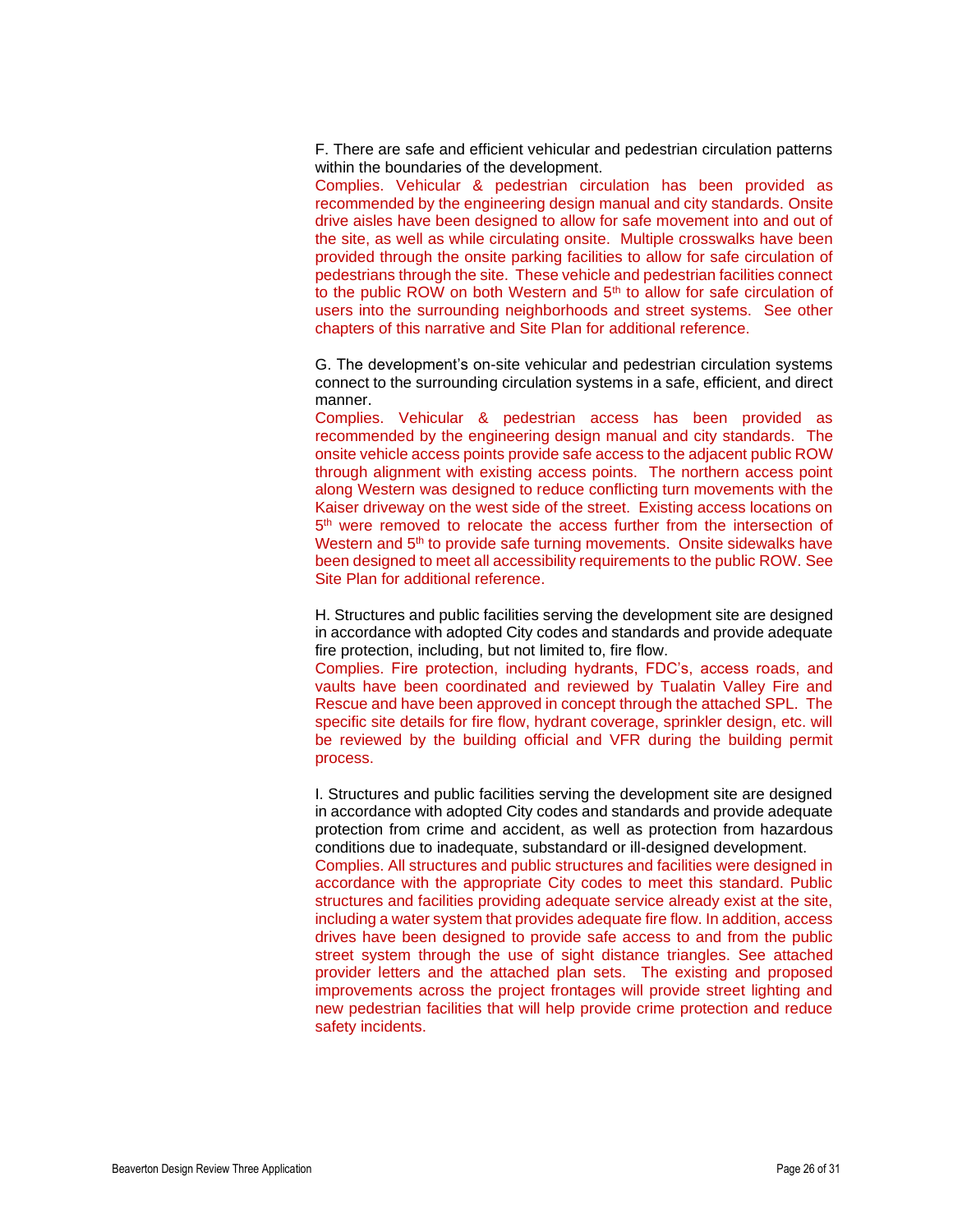F. There are safe and efficient vehicular and pedestrian circulation patterns within the boundaries of the development.

Complies. Vehicular & pedestrian circulation has been provided as recommended by the engineering design manual and city standards. Onsite drive aisles have been designed to allow for safe movement into and out of the site, as well as while circulating onsite. Multiple crosswalks have been provided through the onsite parking facilities to allow for safe circulation of pedestrians through the site. These vehicle and pedestrian facilities connect to the public ROW on both Western and 5th to allow for safe circulation of users into the surrounding neighborhoods and street systems. See other chapters of this narrative and Site Plan for additional reference.

G. The development's on-site vehicular and pedestrian circulation systems connect to the surrounding circulation systems in a safe, efficient, and direct manner.

Complies. Vehicular & pedestrian access has been provided as recommended by the engineering design manual and city standards. The onsite vehicle access points provide safe access to the adjacent public ROW through alignment with existing access points. The northern access point along Western was designed to reduce conflicting turn movements with the Kaiser driveway on the west side of the street. Existing access locations on 5th were removed to relocate the access further from the intersection of Western and 5th to provide safe turning movements. Onsite sidewalks have been designed to meet all accessibility requirements to the public ROW. See Site Plan for additional reference.

H. Structures and public facilities serving the development site are designed in accordance with adopted City codes and standards and provide adequate fire protection, including, but not limited to, fire flow.

Complies. Fire protection, including hydrants, FDC's, access roads, and vaults have been coordinated and reviewed by Tualatin Valley Fire and Rescue and have been approved in concept through the attached SPL. The specific site details for fire flow, hydrant coverage, sprinkler design, etc. will be reviewed by the building official and VFR during the building permit process.

I. Structures and public facilities serving the development site are designed in accordance with adopted City codes and standards and provide adequate protection from crime and accident, as well as protection from hazardous conditions due to inadequate, substandard or ill-designed development.

Complies. All structures and public structures and facilities were designed in accordance with the appropriate City codes to meet this standard. Public structures and facilities providing adequate service already exist at the site, including a water system that provides adequate fire flow. In addition, access drives have been designed to provide safe access to and from the public street system through the use of sight distance triangles. See attached provider letters and the attached plan sets. The existing and proposed improvements across the project frontages will provide street lighting and new pedestrian facilities that will help provide crime protection and reduce safety incidents.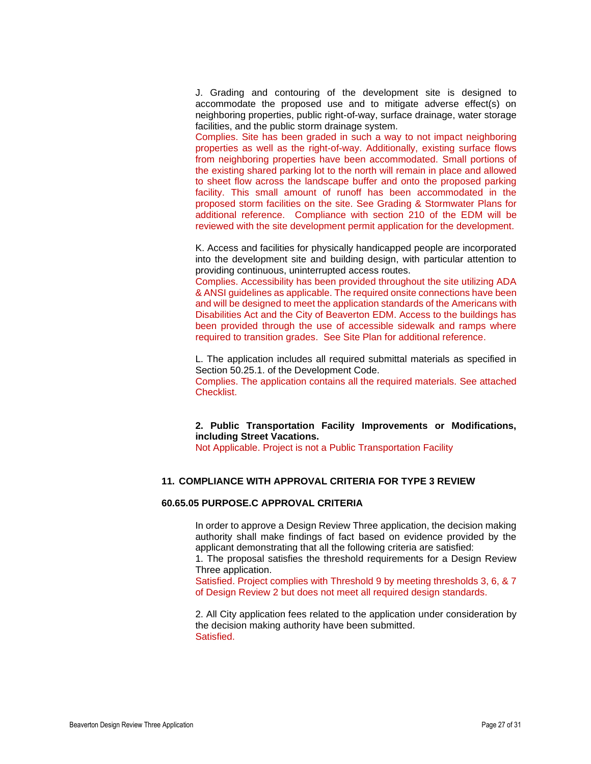J. Grading and contouring of the development site is designed to accommodate the proposed use and to mitigate adverse effect(s) on neighboring properties, public right-of-way, surface drainage, water storage facilities, and the public storm drainage system.

Complies. Site has been graded in such a way to not impact neighboring properties as well as the right-of-way. Additionally, existing surface flows from neighboring properties have been accommodated. Small portions of the existing shared parking lot to the north will remain in place and allowed to sheet flow across the landscape buffer and onto the proposed parking facility. This small amount of runoff has been accommodated in the proposed storm facilities on the site. See Grading & Stormwater Plans for additional reference. Compliance with section 210 of the EDM will be reviewed with the site development permit application for the development.

K. Access and facilities for physically handicapped people are incorporated into the development site and building design, with particular attention to providing continuous, uninterrupted access routes.

Complies. Accessibility has been provided throughout the site utilizing ADA & ANSI guidelines as applicable. The required onsite connections have been and will be designed to meet the application standards of the Americans with Disabilities Act and the City of Beaverton EDM. Access to the buildings has been provided through the use of accessible sidewalk and ramps where required to transition grades. See Site Plan for additional reference.

L. The application includes all required submittal materials as specified in Section 50.25.1. of the Development Code.

Complies. The application contains all the required materials. See attached Checklist.

**2. Public Transportation Facility Improvements or Modifications, including Street Vacations.**

Not Applicable. Project is not a Public Transportation Facility

## 11. COMPLIANCE WITH APPROVAL CRITERIA FOR TYPE 3 REVIEW

### 60.65.05 PURPOSE.C APPROVAL CRITERIA

In order to approve a Design Review Three application, the decision making authority shall make findings of fact based on evidence provided by the applicant demonstrating that all the following criteria are satisfied:

1. The proposal satisfies the threshold requirements for a Design Review Three application.

Satisfied. Project complies with Threshold 9 by meeting thresholds 3, 6, & 7 of Design Review 2 but does not meet all required design standards.

2. All City application fees related to the application under consideration by the decision making authority have been submitted.

Satisfied.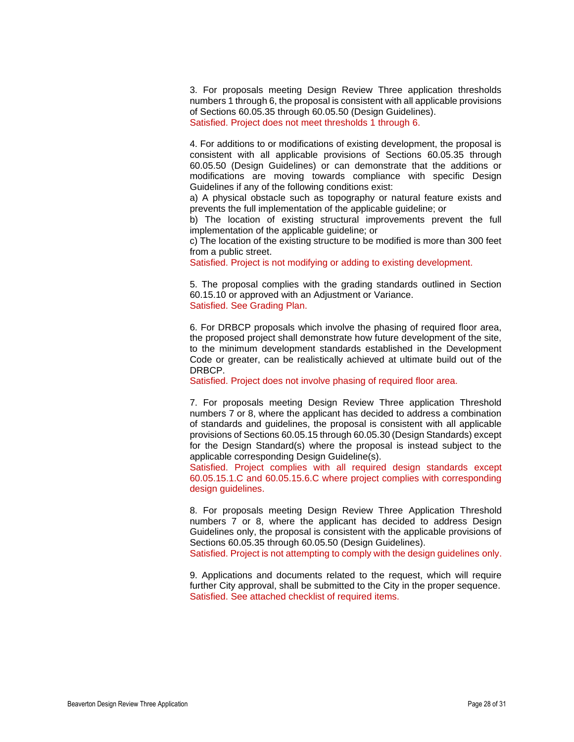3. For proposals meeting Design Review Three application thresholds numbers 1 through 6, the proposal is consistent with all applicable provisions of Sections 60.05.35 through 60.05.50 (Design Guidelines).
Satisfied. Project does not meet thresholds 1 through 6.

4. For additions to or modifications of existing development, the proposal is consistent with all applicable provisions of Sections 60.05.35 through 60.05.50 (Design Guidelines) or can demonstrate that the additions or modifications are moving towards compliance with specific Design Guidelines if any of the following conditions exist:
a) A physical obstacle such as topography or natural feature exists and prevents the full implementation of the applicable guideline; or
b) The location of existing structural improvements prevent the full implementation of the applicable guideline; or
c) The location of the existing structure to be modified is more than 300 feet from a public street.
Satisfied. Project is not modifying or adding to existing development.

5. The proposal complies with the grading standards outlined in Section 60.15.10 or approved with an Adjustment or Variance.
Satisfied. See Grading Plan.

6. For DRBCP proposals which involve the phasing of required floor area, the proposed project shall demonstrate how future development of the site, to the minimum development standards established in the Development Code or greater, can be realistically achieved at ultimate build out of the DRBCP.
Satisfied. Project does not involve phasing of required floor area.

7. For proposals meeting Design Review Three application Threshold numbers 7 or 8, where the applicant has decided to address a combination of standards and guidelines, the proposal is consistent with all applicable provisions of Sections 60.05.15 through 60.05.30 (Design Standards) except for the Design Standard(s) where the proposal is instead subject to the applicable corresponding Design Guideline(s).
Satisfied. Project complies with all required design standards except 60.05.15.1.C and 60.05.15.6.C where project complies with corresponding design guidelines.

8. For proposals meeting Design Review Three Application Threshold numbers 7 or 8, where the applicant has decided to address Design Guidelines only, the proposal is consistent with the applicable provisions of Sections 60.05.35 through 60.05.50 (Design Guidelines).
Satisfied. Project is not attempting to comply with the design guidelines only.

9. Applications and documents related to the request, which will require further City approval, shall be submitted to the City in the proper sequence.
Satisfied. See attached checklist of required items.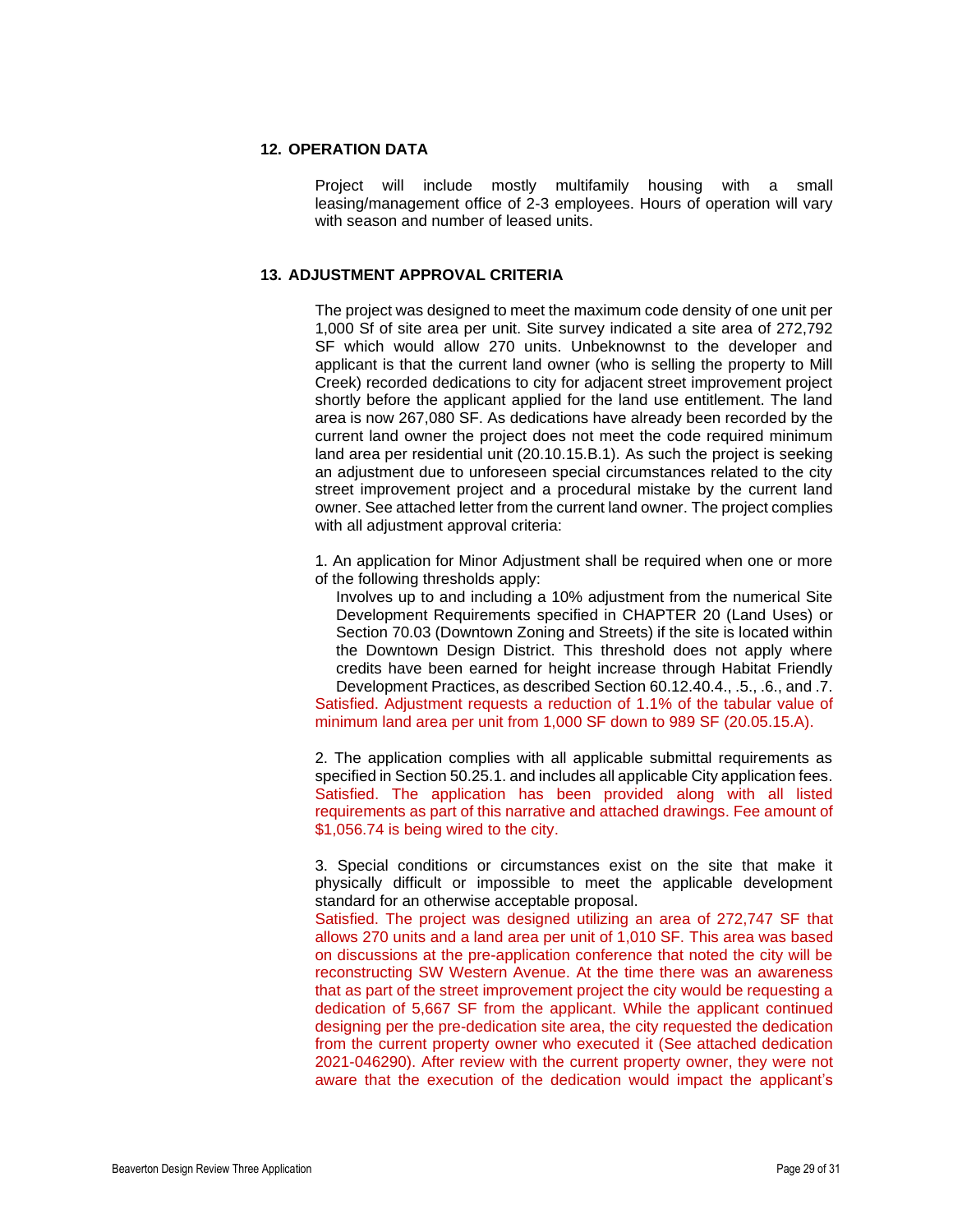## 12. OPERATION DATA

Project will include mostly multifamily housing with a small leasing/management office of 2-3 employees. Hours of operation will vary with season and number of leased units.

## 13. ADJUSTMENT APPROVAL CRITERIA

The project was designed to meet the maximum code density of one unit per 1,000 Sf of site area per unit. Site survey indicated a site area of 272,792 SF which would allow 270 units. Unbeknownst to the developer and applicant is that the current land owner (who is selling the property to Mill Creek) recorded dedications to city for adjacent street improvement project shortly before the applicant applied for the land use entitlement. The land area is now 267,080 SF. As dedications have already been recorded by the current land owner the project does not meet the code required minimum land area per residential unit (20.10.15.B.1). As such the project is seeking an adjustment due to unforeseen special circumstances related to the city street improvement project and a procedural mistake by the current land owner. See attached letter from the current land owner. The project complies with all adjustment approval criteria:

1. An application for Minor Adjustment shall be required when one or more of the following thresholds apply:

> Involves up to and including a 10% adjustment from the numerical Site Development Requirements specified in CHAPTER 20 (Land Uses) or Section 70.03 (Downtown Zoning and Streets) if the site is located within the Downtown Design District. This threshold does not apply where credits have been earned for height increase through Habitat Friendly Development Practices, as described Section 60.12.40.4., .5., .6., and .7.

Satisfied. Adjustment requests a reduction of 1.1% of the tabular value of minimum land area per unit from 1,000 SF down to 989 SF (20.05.15.A).

2. The application complies with all applicable submittal requirements as specified in Section 50.25.1. and includes all applicable City application fees.
Satisfied. The application has been provided along with all listed requirements as part of this narrative and attached drawings. Fee amount of $1,056.74 is being wired to the city.

3. Special conditions or circumstances exist on the site that make it physically difficult or impossible to meet the applicable development standard for an otherwise acceptable proposal.
Satisfied. The project was designed utilizing an area of 272,747 SF that allows 270 units and a land area per unit of 1,010 SF. This area was based on discussions at the pre-application conference that noted the city will be reconstructing SW Western Avenue. At the time there was an awareness that as part of the street improvement project the city would be requesting a dedication of 5,667 SF from the applicant. While the applicant continued designing per the pre-dedication site area, the city requested the dedication from the current property owner who executed it (See attached dedication 2021-046290). After review with the current property owner, they were not aware that the execution of the dedication would impact the applicant's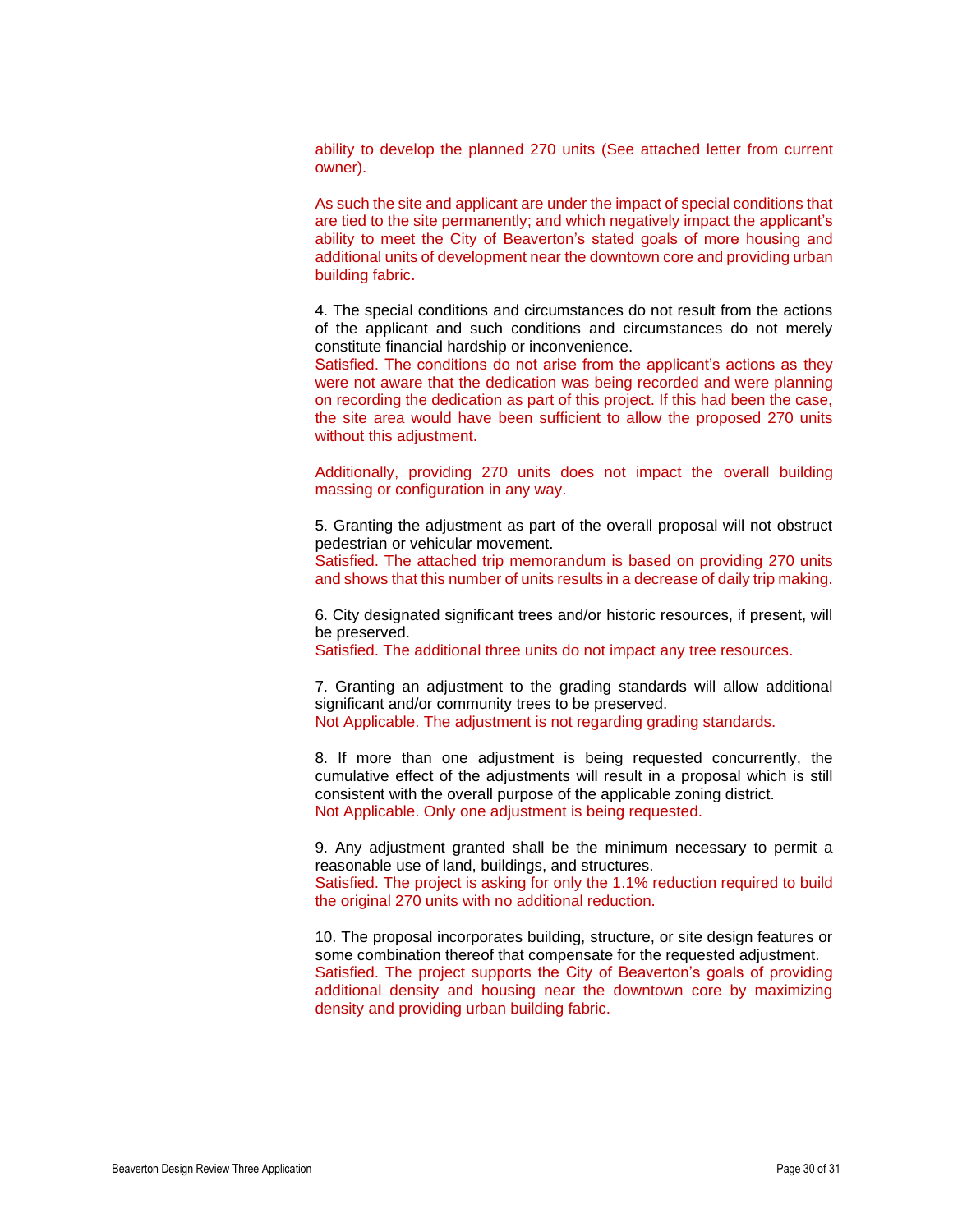ability to develop the planned 270 units (See attached letter from current owner).

As such the site and applicant are under the impact of special conditions that are tied to the site permanently; and which negatively impact the applicant's ability to meet the City of Beaverton's stated goals of more housing and additional units of development near the downtown core and providing urban building fabric.

4. The special conditions and circumstances do not result from the actions of the applicant and such conditions and circumstances do not merely constitute financial hardship or inconvenience.
Satisfied. The conditions do not arise from the applicant's actions as they were not aware that the dedication was being recorded and were planning on recording the dedication as part of this project. If this had been the case, the site area would have been sufficient to allow the proposed 270 units without this adjustment.

Additionally, providing 270 units does not impact the overall building massing or configuration in any way.

5. Granting the adjustment as part of the overall proposal will not obstruct pedestrian or vehicular movement.
Satisfied. The attached trip memorandum is based on providing 270 units and shows that this number of units results in a decrease of daily trip making.

6. City designated significant trees and/or historic resources, if present, will be preserved.
Satisfied. The additional three units do not impact any tree resources.

7. Granting an adjustment to the grading standards will allow additional significant and/or community trees to be preserved.
Not Applicable. The adjustment is not regarding grading standards.

8. If more than one adjustment is being requested concurrently, the cumulative effect of the adjustments will result in a proposal which is still consistent with the overall purpose of the applicable zoning district.
Not Applicable. Only one adjustment is being requested.

9. Any adjustment granted shall be the minimum necessary to permit a reasonable use of land, buildings, and structures.
Satisfied. The project is asking for only the 1.1% reduction required to build the original 270 units with no additional reduction.

10. The proposal incorporates building, structure, or site design features or some combination thereof that compensate for the requested adjustment.
Satisfied. The project supports the City of Beaverton's goals of providing additional density and housing near the downtown core by maximizing density and providing urban building fabric.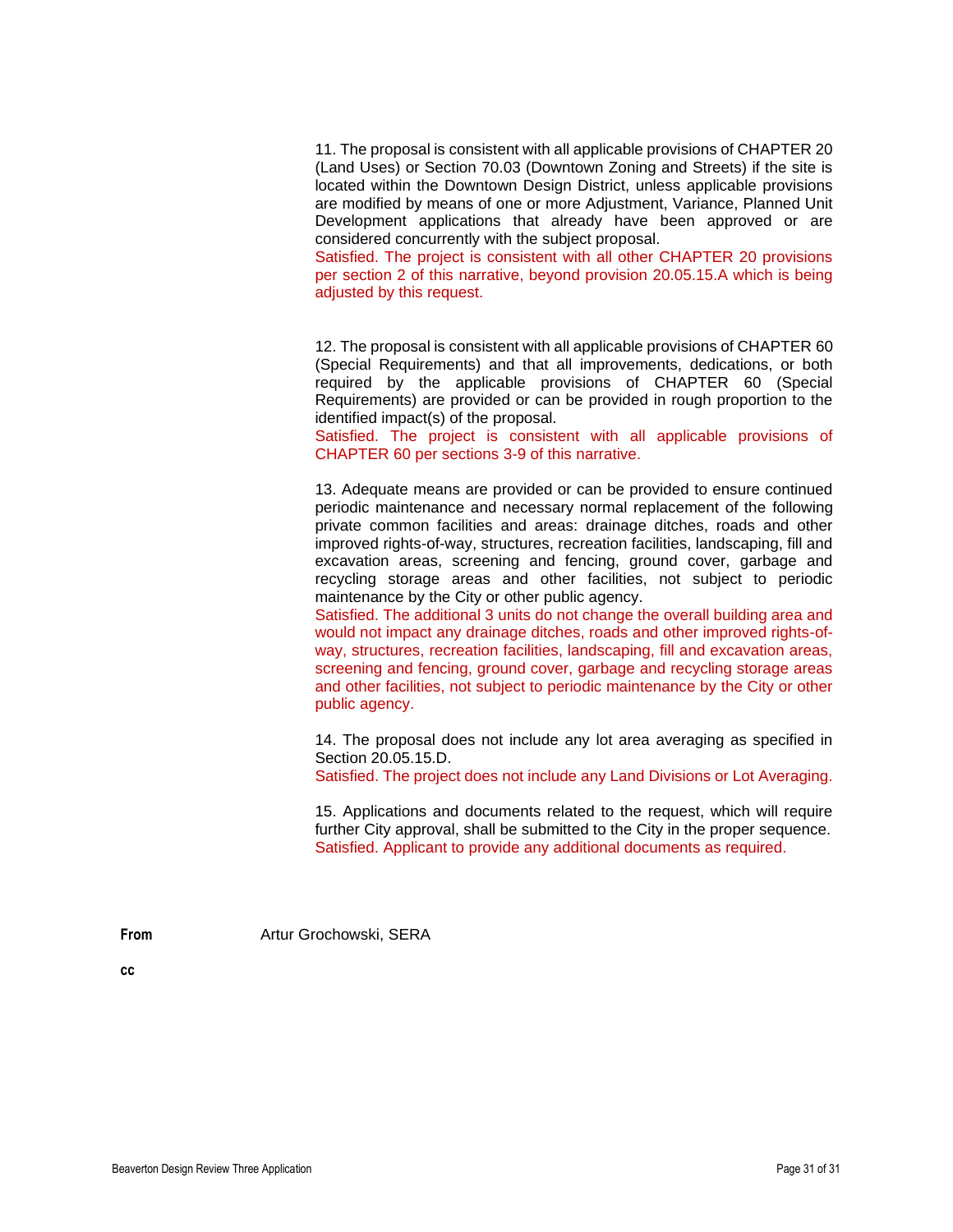11. The proposal is consistent with all applicable provisions of CHAPTER 20 (Land Uses) or Section 70.03 (Downtown Zoning and Streets) if the site is located within the Downtown Design District, unless applicable provisions are modified by means of one or more Adjustment, Variance, Planned Unit Development applications that already have been approved or are considered concurrently with the subject proposal.
Satisfied. The project is consistent with all other CHAPTER 20 provisions per section 2 of this narrative, beyond provision 20.05.15.A which is being adjusted by this request.

12. The proposal is consistent with all applicable provisions of CHAPTER 60 (Special Requirements) and that all improvements, dedications, or both required by the applicable provisions of CHAPTER 60 (Special Requirements) are provided or can be provided in rough proportion to the identified impact(s) of the proposal.
Satisfied. The project is consistent with all applicable provisions of CHAPTER 60 per sections 3-9 of this narrative.

13. Adequate means are provided or can be provided to ensure continued periodic maintenance and necessary normal replacement of the following private common facilities and areas: drainage ditches, roads and other improved rights-of-way, structures, recreation facilities, landscaping, fill and excavation areas, screening and fencing, ground cover, garbage and recycling storage areas and other facilities, not subject to periodic maintenance by the City or other public agency.
Satisfied. The additional 3 units do not change the overall building area and would not impact any drainage ditches, roads and other improved rights-of-way, structures, recreation facilities, landscaping, fill and excavation areas, screening and fencing, ground cover, garbage and recycling storage areas and other facilities, not subject to periodic maintenance by the City or other public agency.

14. The proposal does not include any lot area averaging as specified in Section 20.05.15.D.
Satisfied. The project does not include any Land Divisions or Lot Averaging.

15. Applications and documents related to the request, which will require further City approval, shall be submitted to the City in the proper sequence.
Satisfied. Applicant to provide any additional documents as required.

**From** Artur Grochowski, SERA

**cc**